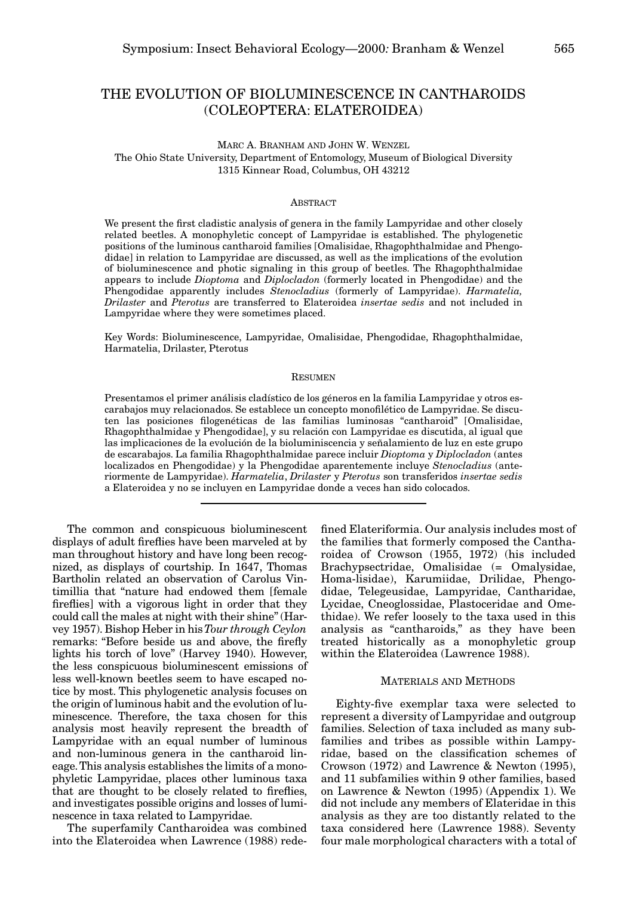# THE EVOLUTION OF BIOLUMINESCENCE IN CANTHAROIDS (COLEOPTERA: ELATEROIDEA)

MARC A. BRANHAM AND JOHN W. WENZEL
The Ohio State University, Department of Entomology, Museum of Biological Diversity
1315 Kinnear Road, Columbus, OH 43212

## ABSTRACT

We present the first cladistic analysis of genera in the family Lampyridae and other closely related beetles. A monophyletic concept of Lampyridae is established. The phylogenetic positions of the luminous cantharoid families [Omalisidae, Rhagophthalmidae and Phengodidae] in relation to Lampyridae are discussed, as well as the implications of the evolution of bioluminescence and photic signaling in this group of beetles. The Rhagophthalmidae appears to include *Dioptoma* and *Diplocladon* (formerly located in Phengodidae) and the Phengodidae apparently includes *Stenocladius* (formerly of Lampyridae). *Harmatelia, Drilaster* and *Pterotus* are transferred to Elateroidea *insertae sedis* and not included in Lampyridae where they were sometimes placed.

Key Words: Bioluminescence, Lampyridae, Omalisidae, Phengodidae, Rhagophthalmidae, Harmatelia, Drilaster, Pterotus

## RESUMEN

Presentamos el primer análisis cladístico de los géneros en la familia Lampyridae y otros escarabajos muy relacionados. Se establece un concepto monofilético de Lampyridae. Se discuten las posiciones filogenéticas de las familias luminosas "cantharoid" [Omalisidae, Rhagophthalmidae y Phengodidae], y su relación con Lampyridae es discutida, al igual que las implicaciones de la evolución de la bioluminiscencia y señalamiento de luz en este grupo de escarabajos. La familia Rhagophthalmidae parece incluir *Dioptoma* y *Diplocladon* (antes localizados en Phengodidae) y la Phengodidae aparentemente incluye *Stenocladius* (anteriormente de Lampyridae). *Harmatelia*, *Drilaster* y *Pterotus* son transferidos *insertae sedis* a Elateroidea y no se incluyen en Lampyridae donde a veces han sido colocados.

---

The common and conspicuous bioluminescent displays of adult fireflies have been marveled at by man throughout history and have long been recognized, as displays of courtship. In 1647, Thomas Bartholin related an observation of Carolus Vintimillia that "nature had endowed them [female fireflies] with a vigorous light in order that they could call the males at night with their shine" (Harvey 1957). Bishop Heber in his *Tour through Ceylon* remarks: "Before beside us and above, the firefly lights his torch of love" (Harvey 1940). However, the less conspicuous bioluminescent emissions of less well-known beetles seem to have escaped notice by most. This phylogenetic analysis focuses on the origin of luminous habit and the evolution of luminescence. Therefore, the taxa chosen for this analysis most heavily represent the breadth of Lampyridae with an equal number of luminous and non-luminous genera in the cantharoid lineage. This analysis establishes the limits of a monophyletic Lampyridae, places other luminous taxa that are thought to be closely related to fireflies, and investigates possible origins and losses of luminescence in taxa related to Lampyridae.

The superfamily Cantharoidea was combined into the Elateroidea when Lawrence (1988) redefined Elateriformia. Our analysis includes most of the families that formerly composed the Cantharoidea of Crowson (1955, 1972) (his included Brachypsectridae, Omalisidae (= Omalysidae, Homa-lisidae), Karumiidae, Drilidae, Phengodidae, Telegeusidae, Lampyridae, Cantharidae, Lycidae, Cneoglossidae, Plastoceridae and Omethidae). We refer loosely to the taxa used in this analysis as "cantharoids," as they have been treated historically as a monophyletic group within the Elateroidea (Lawrence 1988).

## MATERIALS AND METHODS

Eighty-five exemplar taxa were selected to represent a diversity of Lampyridae and outgroup families. Selection of taxa included as many subfamilies and tribes as possible within Lampyridae, based on the classification schemes of Crowson (1972) and Lawrence & Newton (1995), and 11 subfamilies within 9 other families, based on Lawrence & Newton (1995) (Appendix 1). We did not include any members of Elateridae in this analysis as they are too distantly related to the taxa considered here (Lawrence 1988). Seventy four male morphological characters with a total of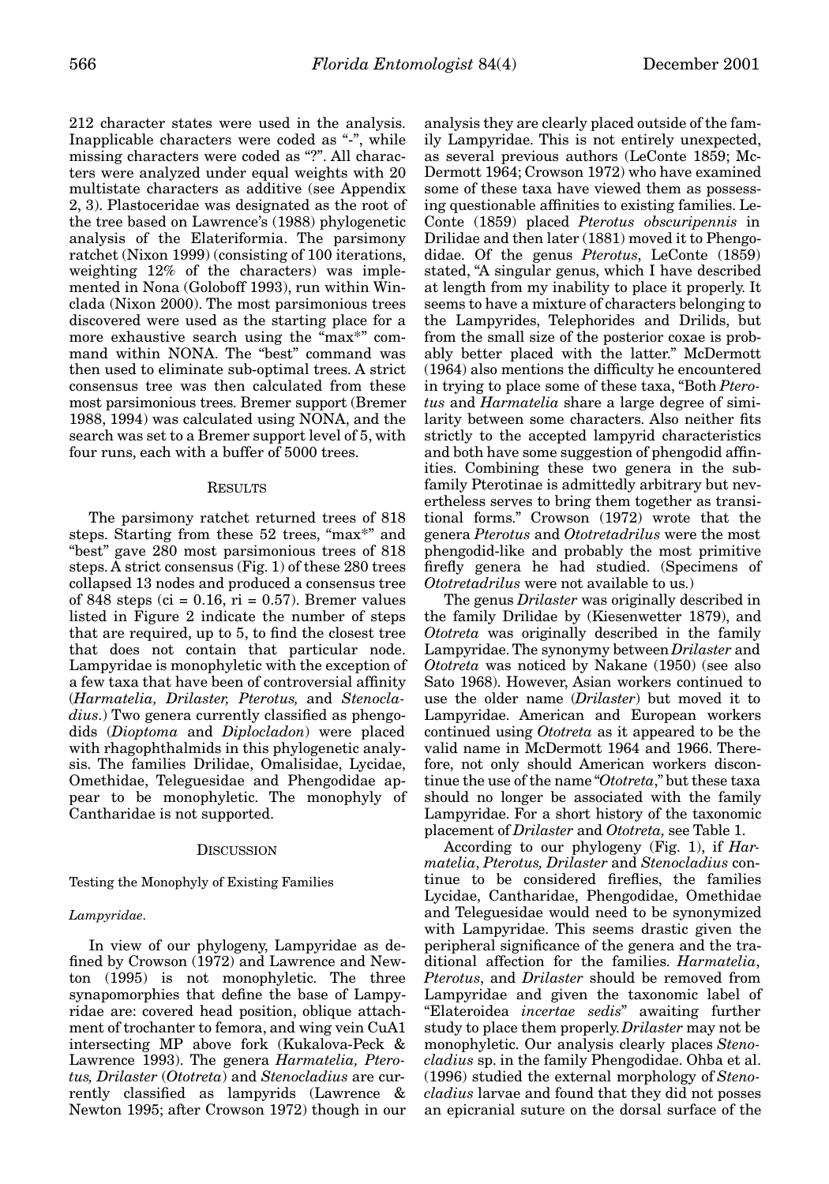212 character states were used in the analysis. Inapplicable characters were coded as "-", while missing characters were coded as "?". All characters were analyzed under equal weights with 20 multistate characters as additive (see Appendix 2, 3). Plastoceridae was designated as the root of the tree based on Lawrence's (1988) phylogenetic analysis of the Elateriformia. The parsimony ratchet (Nixon 1999) (consisting of 100 iterations, weighting 12% of the characters) was implemented in Nona (Goloboff 1993), run within Winclada (Nixon 2000). The most parsimonious trees discovered were used as the starting place for a more exhaustive search using the "max*" command within NONA. The "best" command was then used to eliminate sub-optimal trees. A strict consensus tree was then calculated from these most parsimonious trees. Bremer support (Bremer 1988, 1994) was calculated using NONA, and the search was set to a Bremer support level of 5, with four runs, each with a buffer of 5000 trees.

## RESULTS

The parsimony ratchet returned trees of 818 steps. Starting from these 52 trees, "max*" and "best" gave 280 most parsimonious trees of 818 steps. A strict consensus (Fig. 1) of these 280 trees collapsed 13 nodes and produced a consensus tree of 848 steps (ci = 0.16, ri = 0.57). Bremer values listed in Figure 2 indicate the number of steps that are required, up to 5, to find the closest tree that does not contain that particular node. Lampyridae is monophyletic with the exception of a few taxa that have been of controversial affinity (*Harmatelia, Drilaster, Pterotus,* and *Stenocladius*.) Two genera currently classified as phengodids (*Dioptoma* and *Diplocladon*) were placed with rhagophthalmids in this phylogenetic analysis. The families Drilidae, Omalisidae, Lycidae, Omethidae, Teleguesidae and Phengodidae appear to be monophyletic. The monophyly of Cantharidae is not supported.

## DISCUSSION

### Testing the Monophyly of Existing Families

#### *Lampyridae*.

In view of our phylogeny, Lampyridae as defined by Crowson (1972) and Lawrence and Newton (1995) is not monophyletic. The three synapomorphies that define the base of Lampyridae are: covered head position, oblique attachment of trochanter to femora, and wing vein CuA1 intersecting MP above fork (Kukalova-Peck & Lawrence 1993). The genera *Harmatelia, Pterotus, Drilaster* (*Ototreta*) and *Stenocladius* are currently classified as lampyrids (Lawrence & Newton 1995; after Crowson 1972) though in our analysis they are clearly placed outside of the family Lampyridae. This is not entirely unexpected, as several previous authors (LeConte 1859; McDermott 1964; Crowson 1972) who have examined some of these taxa have viewed them as possessing questionable affinities to existing families. LeConte (1859) placed *Pterotus obscuripennis* in Drilidae and then later (1881) moved it to Phengodidae. Of the genus *Pterotus*, LeConte (1859) stated, "A singular genus, which I have described at length from my inability to place it properly. It seems to have a mixture of characters belonging to the Lampyrides, Telephorides and Drilids, but from the small size of the posterior coxae is probably better placed with the latter." McDermott (1964) also mentions the difficulty he encountered in trying to place some of these taxa, "Both *Pterotus* and *Harmatelia* share a large degree of similarity between some characters. Also neither fits strictly to the accepted lampyrid characteristics and both have some suggestion of phengodid affinities. Combining these two genera in the subfamily Pterotinae is admittedly arbitrary but nevertheless serves to bring them together as transitional forms." Crowson (1972) wrote that the genera *Pterotus* and *Ototretadrilus* were the most phengodid-like and probably the most primitive firefly genera he had studied. (Specimens of *Ototretadrilus* were not available to us.)

The genus *Drilaster* was originally described in the family Drilidae by (Kiesenwetter 1879), and *Ototreta* was originally described in the family Lampyridae. The synonymy between *Drilaster* and *Ototreta* was noticed by Nakane (1950) (see also Sato 1968). However, Asian workers continued to use the older name (*Drilaster*) but moved it to Lampyridae. American and European workers continued using *Ototreta* as it appeared to be the valid name in McDermott 1964 and 1966. Therefore, not only should American workers discontinue the use of the name "*Ototreta*," but these taxa should no longer be associated with the family Lampyridae. For a short history of the taxonomic placement of *Drilaster* and *Ototreta,* see Table 1.

According to our phylogeny (Fig. 1), if *Harmatelia*, *Pterotus, Drilaster* and *Stenocladius* continue to be considered fireflies, the families Lycidae, Cantharidae, Phengodidae, Omethidae and Teleguesidae would need to be synonymized with Lampyridae. This seems drastic given the peripheral significance of the genera and the traditional affection for the families. *Harmatelia*, *Pterotus*, and *Drilaster* should be removed from Lampyridae and given the taxonomic label of "Elateroidea *incertae sedis*" awaiting further study to place them properly. *Drilaster* may not be monophyletic. Our analysis clearly places *Stenocladius* sp. in the family Phengodidae. Ohba et al. (1996) studied the external morphology of *Stenocladius* larvae and found that they did not posses an epicranial suture on the dorsal surface of the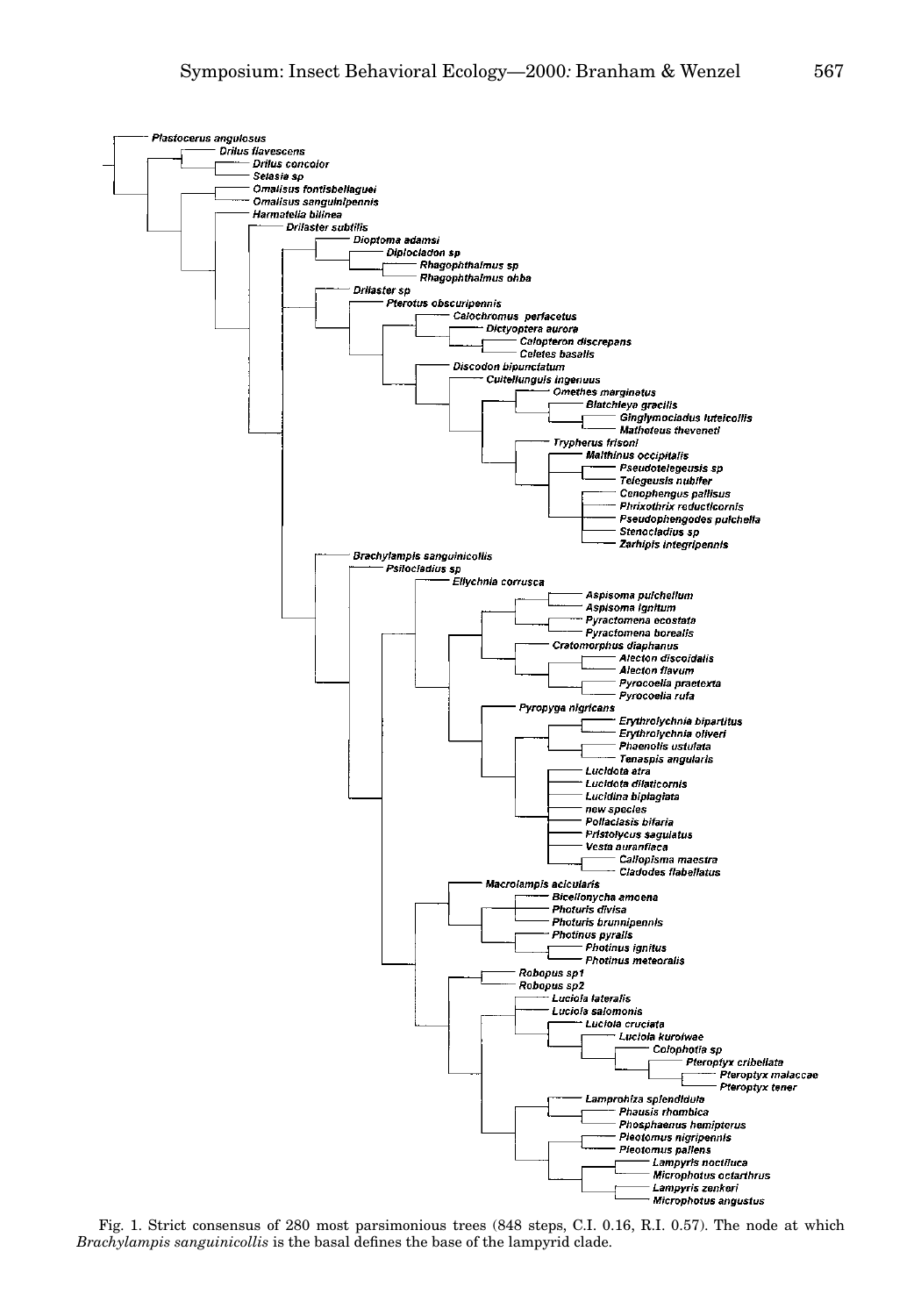Plastocerus angulosus
Drilus flavescens
Drilus concolor
Selasia sp
Omalisus fontisbellaquei
Omalisus sanguinipennis
Harmatelia bilinea
Drilaster subtilis
Dioptoma adamsi
Diplocladon sp
Rhagophthalmus sp
Rhagophthalmus ohba
Drilaster sp
Pterotus obscuripennis
Calochromus perfacetus
Dictyoptera aurora
Calopteron discrepans
Celetes basalis
Discodon bipunctatum
Cultellunguis ingenuus
Omethes marginatus
Blatchleya gracilis
Ginglymocladus luteicollis
Matheteus theveneti
Trypherus frisoni
Malthinus occipitalis
Pseudotelegeusis sp
Telegeusis nubifer
Cenophengus pallisus
Phrixothrix reducticornis
Pseudophengodes pulchella
Stenocladius sp
Zarhipis integripennis
Brachylampis sanguinicollis
Psilocladius sp
Ellychnia corrusca
Aspisoma pulchellum
Aspisoma ignitum
Pyractomena ecostata
Pyractomena borealis
Cratomorphus diaphanus
Alecton discoidalis
Alecton flavum
Pyrocoelia praetexta
Pyrocoelia rufa
Pyropyga nigricans
Erythrolychnia bipartitus
Erythrolychnia oliveri
Phaenolis ustulata
Tenaspis angularis
Lucidota atra
Lucidota dilaticornis
Lucidina biplagiata
new species
Pollaclasis bifaria
Pristolycus sagulatus
Vesta aurantiaca
Callopisma maestra
Cladodes flabellatus
Macrolampis acicularis
Bicellonycha amoena
Photuris divisa
Photuris brunnipennis
Photinus pyralis
Photinus ignitus
Photinus meteoralis
Robopus sp1
Robopus sp2
Luciola lateralis
Luciola salomonis
Luciola cruciata
Luciola kuroiwae
Colophotia sp
Pteroptyx cribellata
Pteroptyx malaccae
Pteroptyx tener
Lamprohiza splendidula
Phausis rhombica
Phosphaenus hemipterus
Pleotomus nigripennis
Pleotomus pallens
Lampyris noctiluca
Microphotus octarthrus
Lampyris zenkeri
Microphotus angustus

Fig. 1. Strict consensus of 280 most parsimonious trees (848 steps, C.I. 0.16, R.I. 0.57). The node at which *Brachylampis sanguinicollis* is the basal defines the base of the lampyrid clade.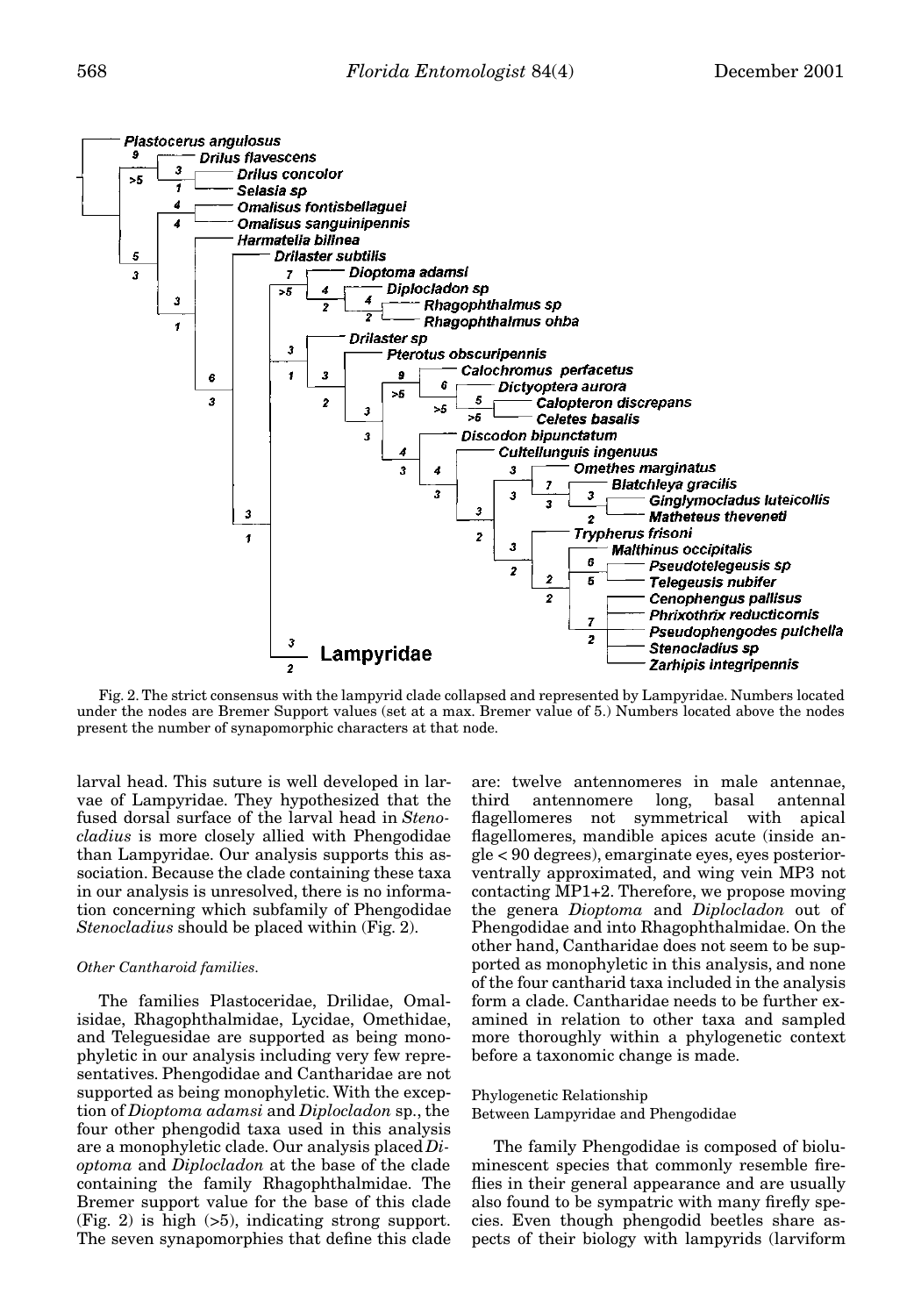Fig. 2. The strict consensus with the lampyrid clade collapsed and represented by Lampyridae. Numbers located under the nodes are Bremer Support values (set at a max. Bremer value of 5.) Numbers located above the nodes present the number of synapomorphic characters at that node.

larval head. This suture is well developed in larvae of Lampyridae. They hypothesized that the fused dorsal surface of the larval head in *Stenocladius* is more closely allied with Phengodidae than Lampyridae. Our analysis supports this association. Because the clade containing these taxa in our analysis is unresolved, there is no information concerning which subfamily of Phengodidae *Stenocladius* should be placed within (Fig. 2).

#### *Other Cantharoid families.*

The families Plastoceridae, Drilidae, Omalisidae, Rhagophthalmidae, Lycidae, Omethidae, and Teleguesidae are supported as being monophyletic in our analysis including very few representatives. Phengodidae and Cantharidae are not supported as being monophyletic. With the exception of *Dioptoma adamsi* and *Diplocladon* sp., the four other phengodid taxa used in this analysis are a monophyletic clade. Our analysis placed *Dioptoma* and *Diplocladon* at the base of the clade containing the family Rhagophthalmidae. The Bremer support value for the base of this clade (Fig. 2) is high (>5), indicating strong support. The seven synapomorphies that define this clade are: twelve antennomeres in male antennae, third antennomere long, basal antennal flagellomeres not symmetrical with apical flagellomeres, mandible apices acute (inside angle < 90 degrees), emarginate eyes, eyes posterior-ventrally approximated, and wing vein MP3 not contacting MP1+2. Therefore, we propose moving the genera *Dioptoma* and *Diplocladon* out of Phengodidae and into Rhagophthalmidae. On the other hand, Cantharidae does not seem to be supported as monophyletic in this analysis, and none of the four cantharid taxa included in the analysis form a clade. Cantharidae needs to be further examined in relation to other taxa and sampled more thoroughly within a phylogenetic context before a taxonomic change is made.

#### Phylogenetic Relationship Between Lampyridae and Phengodidae

The family Phengodidae is composed of bioluminescent species that commonly resemble fireflies in their general appearance and are usually also found to be sympatric with many firefly species. Even though phengodid beetles share aspects of their biology with lampyrids (larviform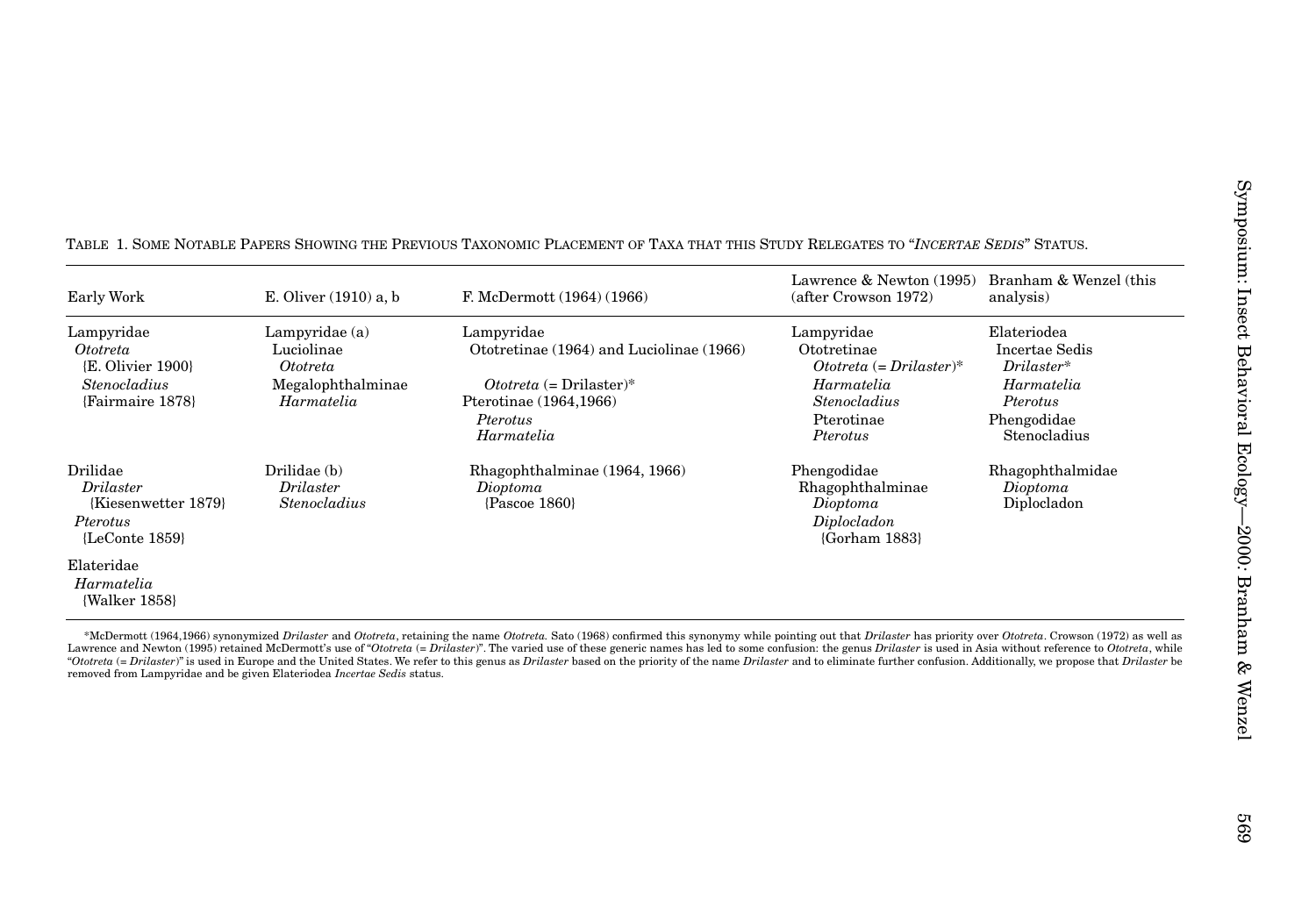TABLE 1. SOME NOTABLE PAPERS SHOWING THE PREVIOUS TAXONOMIC PLACEMENT OF TAXA THAT THIS STUDY RELEGATES TO "*INCERTAE SEDIS*" STATUS.

| Early Work | E. Oliver (1910) a, b | F. McDermott (1964) (1966) | Lawrence & Newton (1995) (after Crowson 1972) | Branham & Wenzel (this analysis) |
|---|---|---|---|---|
| Lampyridae<br>*Ototreta*<br>{E. Olivier 1900}<br>*Stenocladius*<br>{Fairmaire 1878} | Lampyridae (a)<br>Luciolinae<br>*Ototreta*<br>Megalophthalminae<br>*Harmatelia* | Lampyridae<br>Ototretinae (1964) and Luciolinae (1966)<br><br>*Ototreta* (= Drilaster)*<br>Pterotinae (1964,1966)<br>*Pterotus*<br>*Harmatelia* | Lampyridae<br>Ototretinae<br>*Ototreta* (= *Drilaster*)*<br>*Harmatelia*<br>*Stenocladius*<br>Pterotinae<br>*Pterotus* | Elateriodea<br>Incertae Sedis<br>*Drilaster**<br>*Harmatelia*<br>*Pterotus*<br>Phengodidae<br>Stenocladius |
| Drilidae<br>*Drilaster*<br>{Kiesenwetter 1879}<br>*Pterotus*<br>{LeConte 1859} | Drilidae (b)<br>*Drilaster*<br>*Stenocladius* | Rhagophthalminae (1964, 1966)<br>*Dioptoma*<br>{Pascoe 1860} | Phengodidae<br>Rhagophthalminae<br>*Dioptoma*<br>*Diplocladon*<br>{Gorham 1883} | Rhagophthalmidae<br>*Dioptoma*<br>Diplocladon |
| Elateridae<br>*Harmatelia*<br>{Walker 1858} | | | | |

*McDermott (1964,1966) synonymized *Drilaster* and *Ototreta*, retaining the name *Ototreta*. Sato (1968) confirmed this synonymy while pointing out that *Drilaster* has priority over *Ototreta*. Crowson (1972) as well as Lawrence and Newton (1995) retained McDermott's use of "*Ototreta* (= *Drilaster*)". The varied use of these generic names has led to some confusion: the genus *Drilaster* is used in Asia without reference to *Ototreta*, while "*Ototreta* (= *Drilaster*)" is used in Europe and the United States. We refer to this genus as *Drilaster* based on the priority of the name *Drilaster* and to eliminate further confusion. Additionally, we propose that *Drilaster* be removed from Lampyridae and be given Elateriodea *Incertae Sedis* status.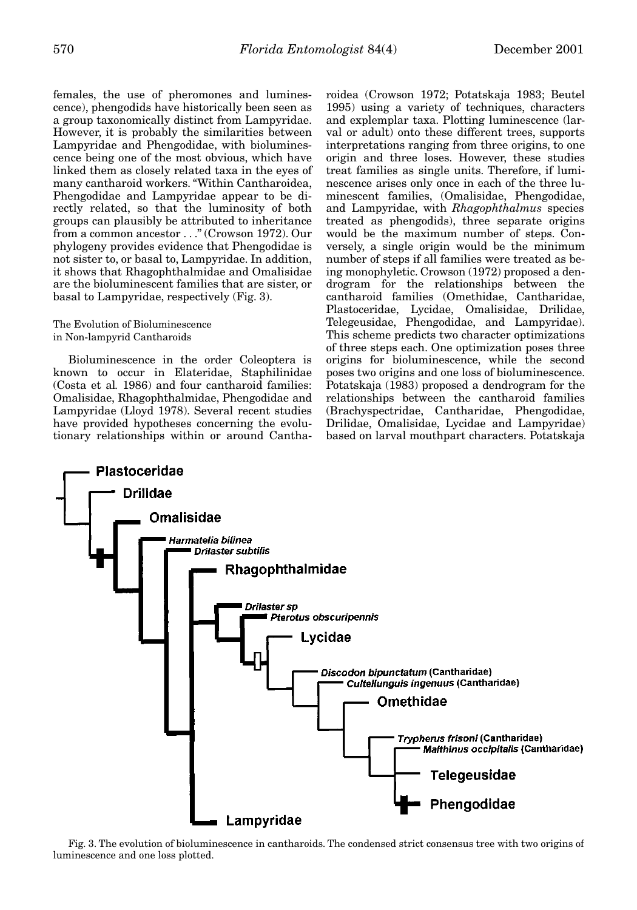females, the use of pheromones and luminescence), phengodids have historically been seen as a group taxonomically distinct from Lampyridae. However, it is probably the similarities between Lampyridae and Phengodidae, with bioluminescence being one of the most obvious, which have linked them as closely related taxa in the eyes of many cantharoid workers. "Within Cantharoidea, Phengodidae and Lampyridae appear to be directly related, so that the luminosity of both groups can plausibly be attributed to inheritance from a common ancestor . . ." (Crowson 1972). Our phylogeny provides evidence that Phengodidae is not sister to, or basal to, Lampyridae. In addition, it shows that Rhagophthalmidae and Omalisidae are the bioluminescent families that are sister, or basal to Lampyridae, respectively (Fig. 3).

### The Evolution of Bioluminescence in Non-lampyrid Cantharoids

Bioluminescence in the order Coleoptera is known to occur in Elateridae, Staphilinidae (Costa et al. 1986) and four cantharoid families: Omalisidae, Rhagophthalmidae, Phengodidae and Lampyridae (Lloyd 1978). Several recent studies have provided hypotheses concerning the evolutionary relationships within or around Cantharoidea (Crowson 1972; Potatskaja 1983; Beutel 1995) using a variety of techniques, characters and explemplar taxa. Plotting luminescence (larval or adult) onto these different trees, supports interpretations ranging from three origins, to one origin and three loses. However, these studies treat families as single units. Therefore, if luminescence arises only once in each of the three luminescent families, (Omalisidae, Phengodidae, and Lampyridae, with *Rhagophthalmus* species treated as phengodids), three separate origins would be the maximum number of steps. Conversely, a single origin would be the minimum number of steps if all families were treated as being monophyletic. Crowson (1972) proposed a dendrogram for the relationships between the cantharoid families (Omethidae, Cantharidae, Plastoceridae, Lycidae, Omalisidae, Drilidae, Telegeusidae, Phengodidae, and Lampyridae). This scheme predicts two character optimizations of three steps each. One optimization poses three origins for bioluminescence, while the second poses two origins and one loss of bioluminescence. Potatskaja (1983) proposed a dendrogram for the relationships between the cantharoid families (Brachyspectridae, Cantharidae, Phengodidae, Drilidae, Omalisidae, Lycidae and Lampyridae) based on larval mouthpart characters. Potatskaja

Fig. 3. The evolution of bioluminescence in cantharoids. The condensed strict consensus tree with two origins of luminescence and one loss plotted.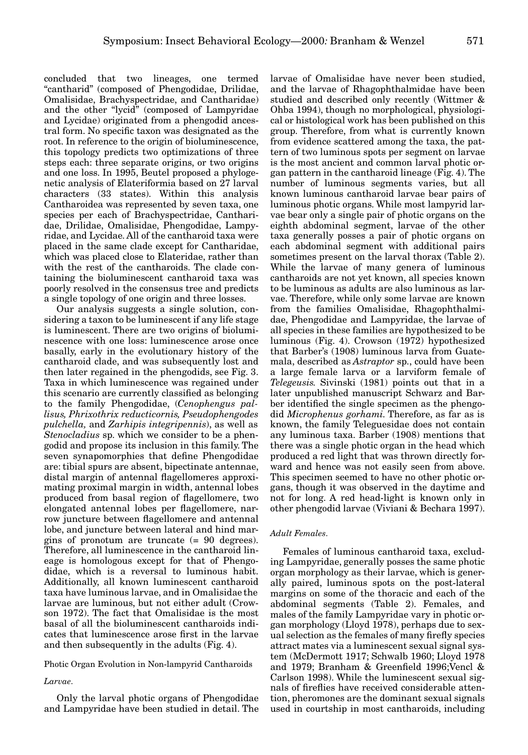concluded that two lineages, one termed "cantharid" (composed of Phengodidae, Drilidae, Omalisidae, Brachyspectridae, and Cantharidae) and the other "lycid" (composed of Lampyridae and Lycidae) originated from a phengodid ancestral form. No specific taxon was designated as the root. In reference to the origin of bioluminescence, this topology predicts two optimizations of three steps each: three separate origins, or two origins and one loss. In 1995, Beutel proposed a phylogenetic analysis of Elateriformia based on 27 larval characters (33 states). Within this analysis Cantharoidea was represented by seven taxa, one species per each of Brachyspectridae, Cantharidae, Drilidae, Omalisidae, Phengodidae, Lampyridae, and Lycidae. All of the cantharoid taxa were placed in the same clade except for Cantharidae, which was placed close to Elateridae, rather than with the rest of the cantharoids. The clade containing the bioluminescent cantharoid taxa was poorly resolved in the consensus tree and predicts a single topology of one origin and three losses.

Our analysis suggests a single solution, considering a taxon to be luminescent if any life stage is luminescent. There are two origins of bioluminescence with one loss: luminescence arose once basally, early in the evolutionary history of the cantharoid clade, and was subsequently lost and then later regained in the phengodids, see Fig. 3. Taxa in which luminescence was regained under this scenario are currently classified as belonging to the family Phengodidae, (*Cenophengus pallisus, Phrixothrix reducticornis, Pseudophengodes pulchella,* and *Zarhipis integripennis*), as well as *Stenocladius* sp. which we consider to be a phengodid and propose its inclusion in this family. The seven synapomorphies that define Phengodidae are: tibial spurs are absent, bipectinate antennae, distal margin of antennal flagellomeres approximating proximal margin in width, antennal lobes produced from basal region of flagellomere, two elongated antennal lobes per flagellomere, narrow juncture between flagellomere and antennal lobe, and juncture between lateral and hind margins of pronotum are truncate (= 90 degrees). Therefore, all luminescence in the cantharoid lineage is homologous except for that of Phengodidae, which is a reversal to luminous habit. Additionally, all known luminescent cantharoid taxa have luminous larvae, and in Omalisidae the larvae are luminous, but not either adult (Crowson 1972). The fact that Omalisidae is the most basal of all the bioluminescent cantharoids indicates that luminescence arose first in the larvae and then subsequently in the adults (Fig. 4).

Photic Organ Evolution in Non-lampyrid Cantharoids

*Larvae.*

Only the larval photic organs of Phengodidae and Lampyridae have been studied in detail. The larvae of Omalisidae have never been studied, and the larvae of Rhagophthalmidae have been studied and described only recently (Wittmer & Ohba 1994), though no morphological, physiological or histological work has been published on this group. Therefore, from what is currently known from evidence scattered among the taxa, the pattern of two luminous spots per segment on larvae is the most ancient and common larval photic organ pattern in the cantharoid lineage (Fig. 4). The number of luminous segments varies, but all known luminous cantharoid larvae bear pairs of luminous photic organs. While most lampyrid larvae bear only a single pair of photic organs on the eighth abdominal segment, larvae of the other taxa generally posses a pair of photic organs on each abdominal segment with additional pairs sometimes present on the larval thorax (Table 2). While the larvae of many genera of luminous cantharoids are not yet known, all species known to be luminous as adults are also luminous as larvae. Therefore, while only some larvae are known from the families Omalisidae, Rhagophthalmidae, Phengodidae and Lampyridae, the larvae of all species in these families are hypothesized to be luminous (Fig. 4). Crowson (1972) hypothesized that Barber's (1908) luminous larva from Guatemala, described as *Astraptor* sp., could have been a large female larva or a larviform female of *Telegeusis.* Sivinski (1981) points out that in a later unpublished manuscript Schwarz and Barber identified the single specimen as the phengodid *Microphenus gorhami.* Therefore, as far as is known, the family Teleguesidae does not contain any luminous taxa. Barber (1908) mentions that there was a single photic organ in the head which produced a red light that was thrown directly forward and hence was not easily seen from above. This specimen seemed to have no other photic organs, though it was observed in the daytime and not for long. A red head-light is known only in other phengodid larvae (Viviani & Bechara 1997).

*Adult Females.*

Females of luminous cantharoid taxa, excluding Lampyridae, generally posses the same photic organ morphology as their larvae, which is generally paired, luminous spots on the post-lateral margins on some of the thoracic and each of the abdominal segments (Table 2). Females, and males of the family Lampyridae vary in photic organ morphology (Lloyd 1978), perhaps due to sexual selection as the females of many firefly species attract mates via a luminescent sexual signal system (McDermott 1917; Schwalb 1960; Lloyd 1978 and 1979; Branham & Greenfield 1996;Vencl & Carlson 1998). While the luminescent sexual signals of fireflies have received considerable attention, pheromones are the dominant sexual signals used in courtship in most cantharoids, including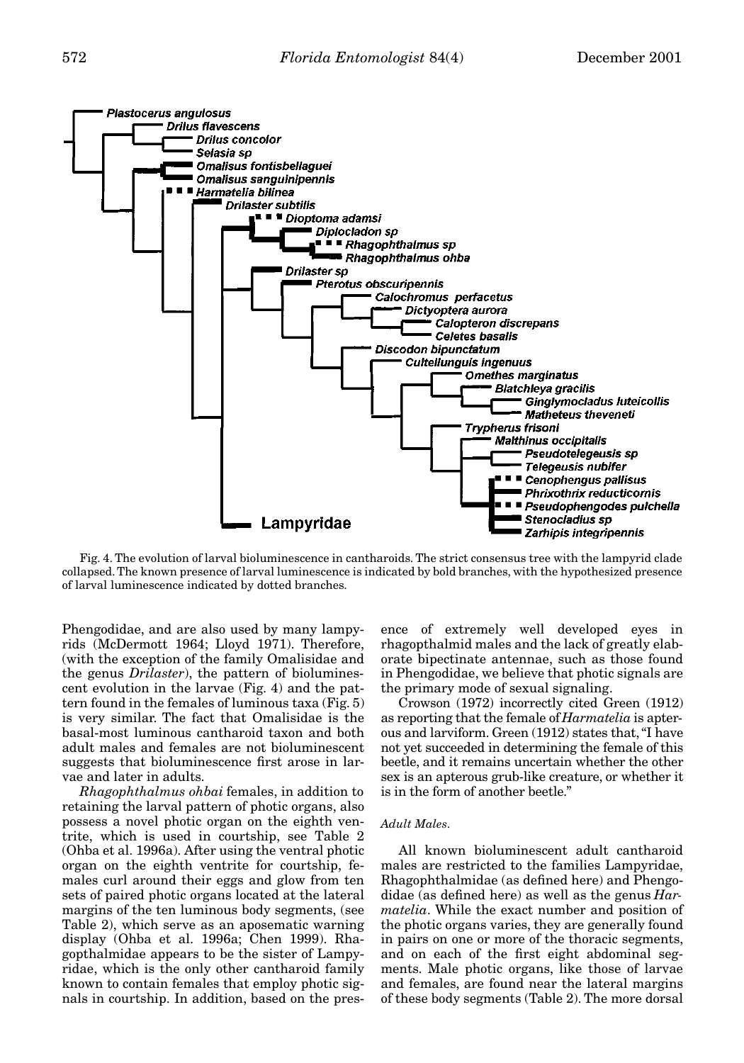Fig. 4. The evolution of larval bioluminescence in cantharoids. The strict consensus tree with the lampyrid clade collapsed. The known presence of larval luminescence is indicated by bold branches, with the hypothesized presence of larval luminescence indicated by dotted branches.

Phengodidae, and are also used by many lampyrids (McDermott 1964; Lloyd 1971). Therefore, (with the exception of the family Omalisidae and the genus *Drilaster*), the pattern of bioluminescent evolution in the larvae (Fig. 4) and the pattern found in the females of luminous taxa (Fig. 5) is very similar. The fact that Omalisidae is the basal-most luminous cantharoid taxon and both adult males and females are not bioluminescent suggests that bioluminescence first arose in larvae and later in adults.

*Rhagophthalmus ohbai* females, in addition to retaining the larval pattern of photic organs, also possess a novel photic organ on the eighth ventrite, which is used in courtship, see Table 2 (Ohba et al. 1996a). After using the ventral photic organ on the eighth ventrite for courtship, females curl around their eggs and glow from ten sets of paired photic organs located at the lateral margins of the ten luminous body segments, (see Table 2), which serve as an aposematic warning display (Ohba et al. 1996a; Chen 1999). Rhagopthalmidae appears to be the sister of Lampyridae, which is the only other cantharoid family known to contain females that employ photic signals in courtship. In addition, based on the presence of extremely well developed eyes in rhagopthalmid males and the lack of greatly elaborate bipectinate antennae, such as those found in Phengodidae, we believe that photic signals are the primary mode of sexual signaling.

Crowson (1972) incorrectly cited Green (1912) as reporting that the female of *Harmatelia* is apterous and larviform. Green (1912) states that, "I have not yet succeeded in determining the female of this beetle, and it remains uncertain whether the other sex is an apterous grub-like creature, or whether it is in the form of another beetle."

### *Adult Males.*

All known bioluminescent adult cantharoid males are restricted to the families Lampyridae, Rhagophthalmidae (as defined here) and Phengodidae (as defined here) as well as the genus *Harmatelia*. While the exact number and position of the photic organs varies, they are generally found in pairs on one or more of the thoracic segments, and on each of the first eight abdominal segments. Male photic organs, like those of larvae and females, are found near the lateral margins of these body segments (Table 2). The more dorsal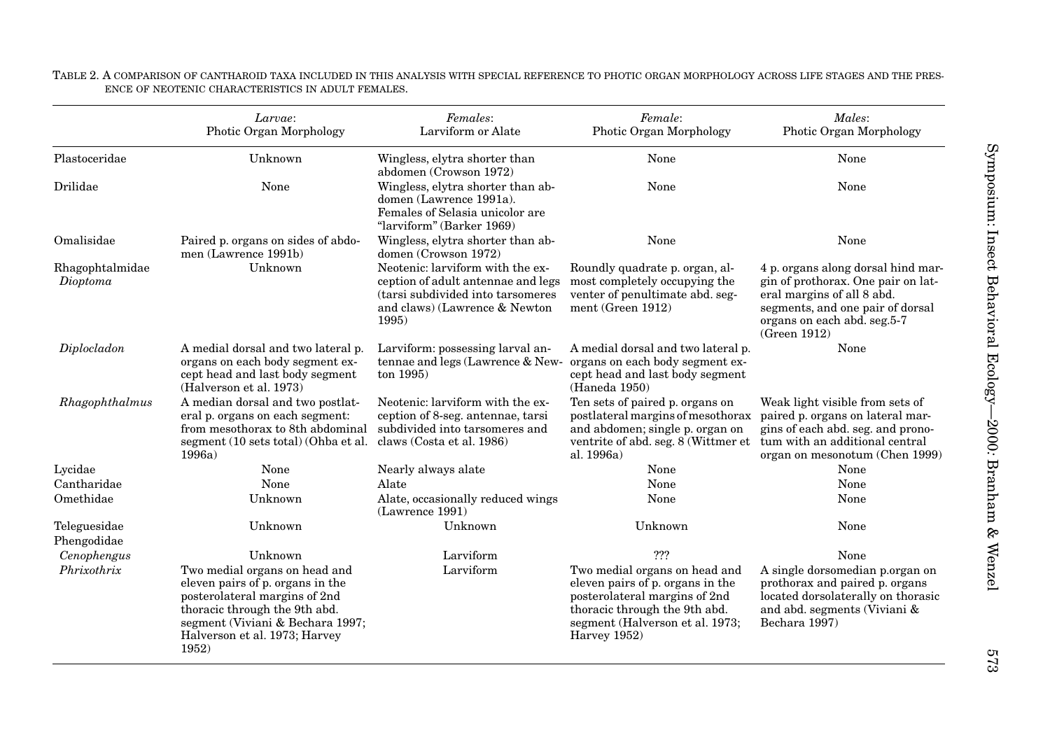TABLE 2. A COMPARISON OF CANTHAROID TAXA INCLUDED IN THIS ANALYSIS WITH SPECIAL REFERENCE TO PHOTIC ORGAN MORPHOLOGY ACROSS LIFE STAGES AND THE PRESENCE OF NEOTENIC CHARACTERISTICS IN ADULT FEMALES.

| | *Larvae*: Photic Organ Morphology | *Females*: Larviform or Alate | *Female*: Photic Organ Morphology | *Males*: Photic Organ Morphology |
|---|---|---|---|---|
| Plastoceridae | Unknown | Wingless, elytra shorter than abdomen (Crowson 1972) | None | None |
| Drilidae | None | Wingless, elytra shorter than abdomen (Lawrence 1991a). Females of Selasia unicolor are "larviform" (Barker 1969) | None | None |
| Omalisidae | Paired p. organs on sides of abdomen (Lawrence 1991b) | Wingless, elytra shorter than abdomen (Crowson 1972) | None | None |
| Rhagophtalmidae *Dioptoma* | Unknown | Neotenic: larviform with the exception of adult antennae and legs (tarsi subdivided into tarsomeres and claws) (Lawrence & Newton 1995) | Roundly quadrate p. organ, almost completely occupying the venter of penultimate abd. segment (Green 1912) | 4 p. organs along dorsal hind margin of prothorax. One pair on lateral margins of all 8 abd. segments, and one pair of dorsal organs on each abd. seg.5-7 (Green 1912) |
| *Diplocladon* | A medial dorsal and two lateral p. organs on each body segment except head and last body segment (Halverson et al. 1973) | Larviform: possessing larval antennae and legs (Lawrence & Newton 1995) | A medial dorsal and two lateral p. organs on each body segment except head and last body segment (Haneda 1950) | None |
| *Rhagophthalmus* | A median dorsal and two postlateral p. organs on each segment: from mesothorax to 8th abdominal segment (10 sets total) (Ohba et al. 1996a) | Neotenic: larviform with the exception of 8-seg. antennae, tarsi subdivided into tarsomeres and claws (Costa et al. 1986) | Ten sets of paired p. organs on postlateral margins of mesothorax and abdomen; single p. organ on ventrite of abd. seg. 8 (Wittmer et al. 1996a) | Weak light visible from sets of paired p. organs on lateral margins of each abd. seg. and pronotum with an additional central organ on mesonotum (Chen 1999) |
| Lycidae | None | Nearly always alate | None | None |
| Cantharidae | None | Alate | None | None |
| Omethidae | Unknown | Alate, occasionally reduced wings (Lawrence 1991) | None | None |
| Teleguesidae | Unknown | Unknown | Unknown | None |
| Phengodidae | | | | |
| *Cenophengus* | Unknown | Larviform | ??? | None |
| *Phrixothrix* | Two medial organs on head and eleven pairs of p. organs in the posterolateral margins of 2nd thoracic through the 9th abd. segment (Viviani & Bechara 1997; Halverson et al. 1973; Harvey 1952) | Larviform | Two medial organs on head and eleven pairs of p. organs in the posterolateral margins of 2nd thoracic through the 9th abd. segment (Halverson et al. 1973; Harvey 1952) | A single dorsomedian p.organ on prothorax and paired p. organs located dorsolaterally on thorasic and abd. segments (Viviani & Bechara 1997) |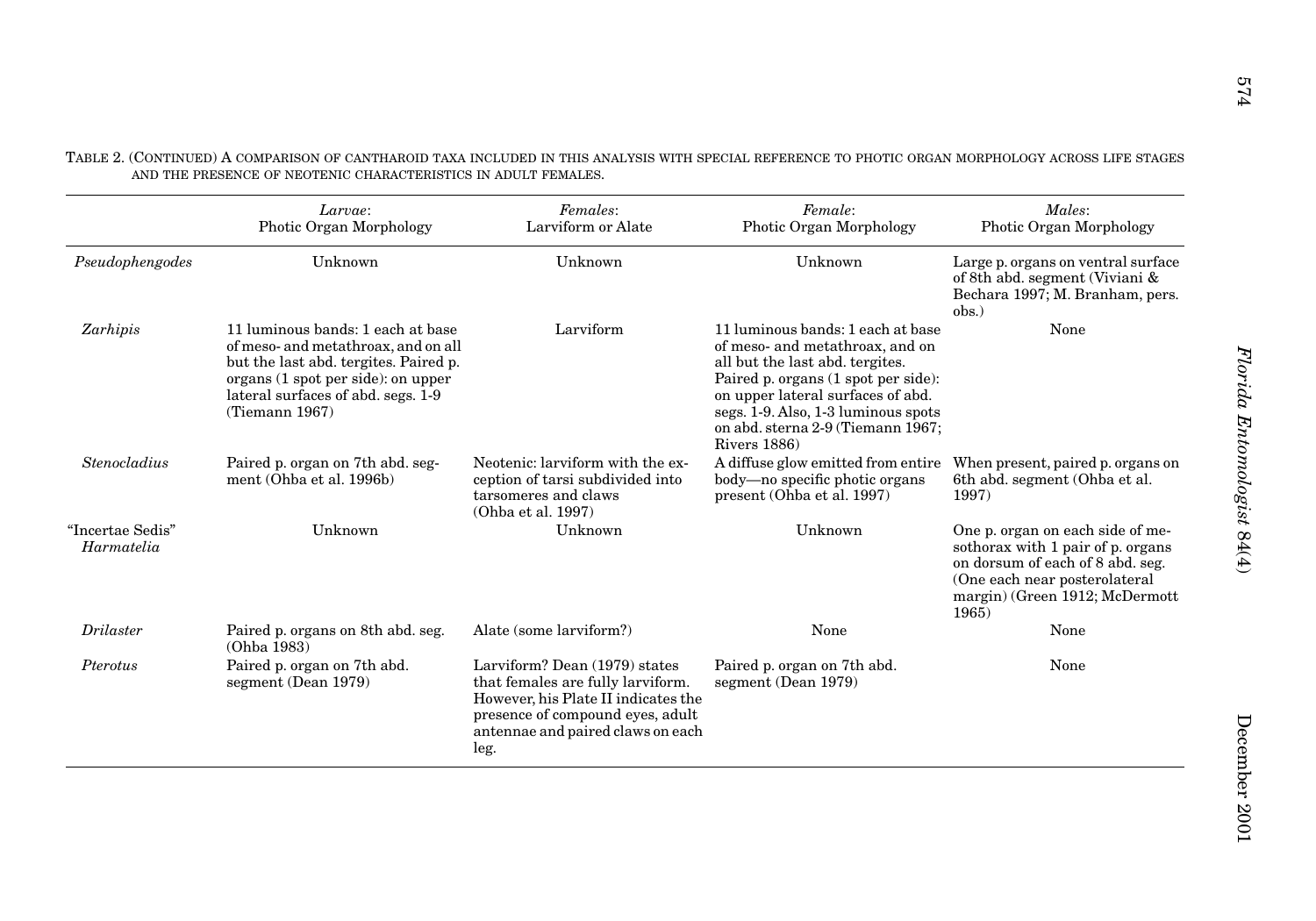TABLE 2. (CONTINUED) A COMPARISON OF CANTHAROID TAXA INCLUDED IN THIS ANALYSIS WITH SPECIAL REFERENCE TO PHOTIC ORGAN MORPHOLOGY ACROSS LIFE STAGES AND THE PRESENCE OF NEOTENIC CHARACTERISTICS IN ADULT FEMALES.

| | *Larvae*: Photic Organ Morphology | *Females*: Larviform or Alate | *Female*: Photic Organ Morphology | *Males*: Photic Organ Morphology |
|---|---|---|---|---|
| *Pseudophengodes* | Unknown | Unknown | Unknown | Large p. organs on ventral surface of 8th abd. segment (Viviani & Bechara 1997; M. Branham, pers. obs.) |
| *Zarhipis* | 11 luminous bands: 1 each at base of meso- and metathroax, and on all but the last abd. tergites. Paired p. organs (1 spot per side): on upper lateral surfaces of abd. segs. 1-9 (Tiemann 1967) | Larviform | 11 luminous bands: 1 each at base of meso- and metathroax, and on all but the last abd. tergites. Paired p. organs (1 spot per side): on upper lateral surfaces of abd. segs. 1-9. Also, 1-3 luminous spots on abd. sterna 2-9 (Tiemann 1967; Rivers 1886) | None |
| *Stenocladius* | Paired p. organ on 7th abd. segment (Ohba et al. 1996b) | Neotenic: larviform with the exception of tarsi subdivided into tarsomeres and claws (Ohba et al. 1997) | A diffuse glow emitted from entire body—no specific photic organs present (Ohba et al. 1997) | When present, paired p. organs on 6th abd. segment (Ohba et al. 1997) |
| "Incertae Sedis" *Harmatelia* | Unknown | Unknown | Unknown | One p. organ on each side of mesothorax with 1 pair of p. organs on dorsum of each of 8 abd. seg. (One each near posterolateral margin) (Green 1912; McDermott 1965) |
| *Drilaster* | Paired p. organs on 8th abd. seg. (Ohba 1983) | Alate (some larviform?) | None | None |
| *Pterotus* | Paired p. organ on 7th abd. segment (Dean 1979) | Larviform? Dean (1979) states that females are fully larviform. However, his Plate II indicates the presence of compound eyes, adult antennae and paired claws on each leg. | Paired p. organ on 7th abd. segment (Dean 1979) | None |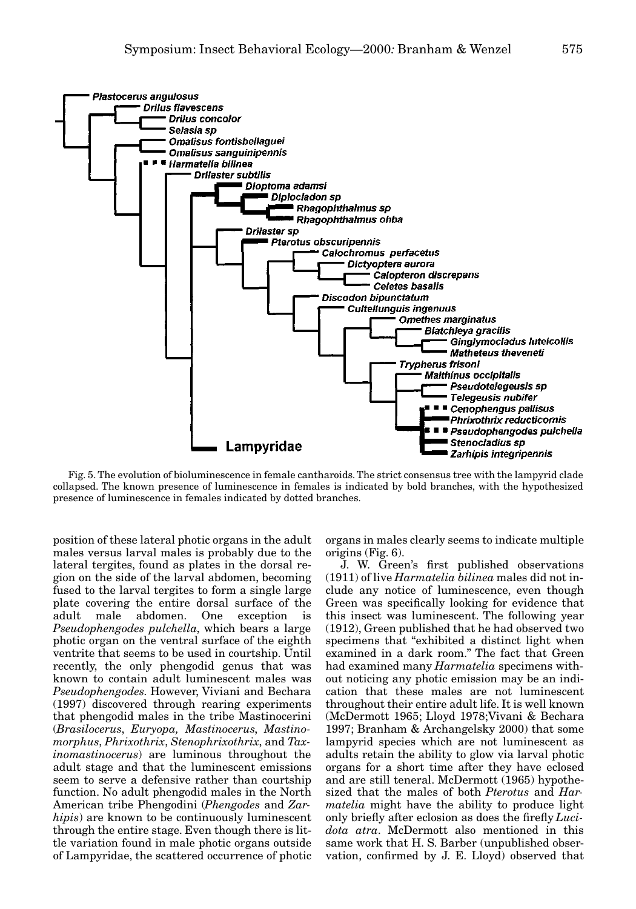Fig. 5. The evolution of bioluminescence in female cantharoids. The strict consensus tree with the lampyrid clade collapsed. The known presence of luminescence in females is indicated by bold branches, with the hypothesized presence of luminescence in females indicated by dotted branches.

position of these lateral photic organs in the adult males versus larval males is probably due to the lateral tergites, found as plates in the dorsal region on the side of the larval abdomen, becoming fused to the larval tergites to form a single large plate covering the entire dorsal surface of the adult male abdomen. One exception is *Pseudophengodes pulchella*, which bears a large photic organ on the ventral surface of the eighth ventrite that seems to be used in courtship. Until recently, the only phengodid genus that was known to contain adult luminescent males was *Pseudophengodes.* However, Viviani and Bechara (1997) discovered through rearing experiments that phengodid males in the tribe Mastinocerini (*Brasilocerus*, *Euryopa, Mastinocerus*, *Mastinomorphus*, *Phrixothrix*, *Stenophrixothrix*, and *Taxinomastinocerus*) are luminous throughout the adult stage and that the luminescent emissions seem to serve a defensive rather than courtship function. No adult phengodid males in the North American tribe Phengodini (*Phengodes* and *Zarhipis*) are known to be continuously luminescent through the entire stage. Even though there is little variation found in male photic organs outside of Lampyridae, the scattered occurrence of photic organs in males clearly seems to indicate multiple origins (Fig. 6).

J. W. Green's first published observations (1911) of live *Harmatelia bilinea* males did not include any notice of luminescence, even though Green was specifically looking for evidence that this insect was luminescent. The following year (1912), Green published that he had observed two specimens that "exhibited a distinct light when examined in a dark room." The fact that Green had examined many *Harmatelia* specimens without noticing any photic emission may be an indication that these males are not luminescent throughout their entire adult life. It is well known (McDermott 1965; Lloyd 1978;Vivani & Bechara 1997; Branham & Archangelsky 2000) that some lampyrid species which are not luminescent as adults retain the ability to glow via larval photic organs for a short time after they have eclosed and are still teneral. McDermott (1965) hypothesized that the males of both *Pterotus* and *Harmatelia* might have the ability to produce light only briefly after eclosion as does the firefly *Lucidota atra*. McDermott also mentioned in this same work that H. S. Barber (unpublished observation, confirmed by J. E. Lloyd) observed that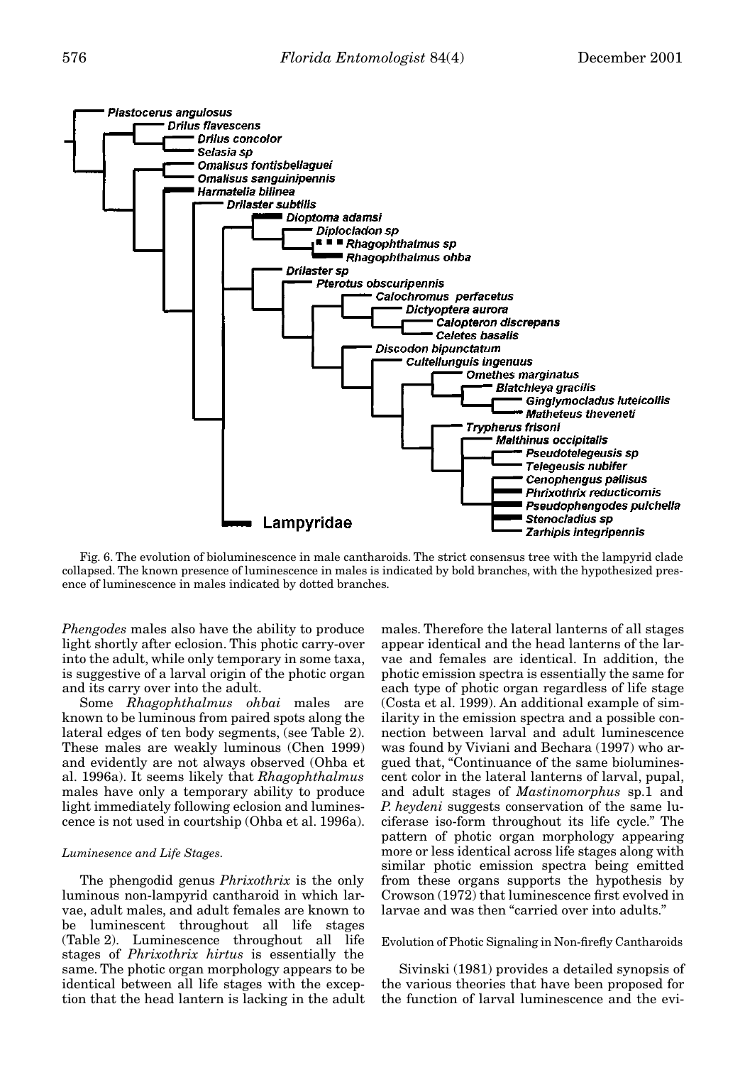Fig. 6. The evolution of bioluminescence in male cantharoids. The strict consensus tree with the lampyrid clade collapsed. The known presence of luminescence in males is indicated by bold branches, with the hypothesized presence of luminescence in males indicated by dotted branches.

*Phengodes* males also have the ability to produce light shortly after eclosion. This photic carry-over into the adult, while only temporary in some taxa, is suggestive of a larval origin of the photic organ and its carry over into the adult.

Some *Rhagophthalmus ohbai* males are known to be luminous from paired spots along the lateral edges of ten body segments, (see Table 2). These males are weakly luminous (Chen 1999) and evidently are not always observed (Ohba et al. 1996a). It seems likely that *Rhagophthalmus* males have only a temporary ability to produce light immediately following eclosion and luminescence is not used in courtship (Ohba et al. 1996a).

#### *Luminesence and Life Stages.*

The phengodid genus *Phrixothrix* is the only luminous non-lampyrid cantharoid in which larvae, adult males, and adult females are known to be luminescent throughout all life stages (Table 2). Luminescence throughout all life stages of *Phrixothrix hirtus* is essentially the same. The photic organ morphology appears to be identical between all life stages with the exception that the head lantern is lacking in the adult males. Therefore the lateral lanterns of all stages appear identical and the head lanterns of the larvae and females are identical. In addition, the photic emission spectra is essentially the same for each type of photic organ regardless of life stage (Costa et al. 1999). An additional example of similarity in the emission spectra and a possible connection between larval and adult luminescence was found by Viviani and Bechara (1997) who argued that, "Continuance of the same bioluminescent color in the lateral lanterns of larval, pupal, and adult stages of *Mastinomorphus* sp.1 and *P. heydeni* suggests conservation of the same luciferase iso-form throughout its life cycle." The pattern of photic organ morphology appearing more or less identical across life stages along with similar photic emission spectra being emitted from these organs supports the hypothesis by Crowson (1972) that luminescence first evolved in larvae and was then "carried over into adults."

### Evolution of Photic Signaling in Non-firefly Cantharoids

Sivinski (1981) provides a detailed synopsis of the various theories that have been proposed for the function of larval luminescence and the evi-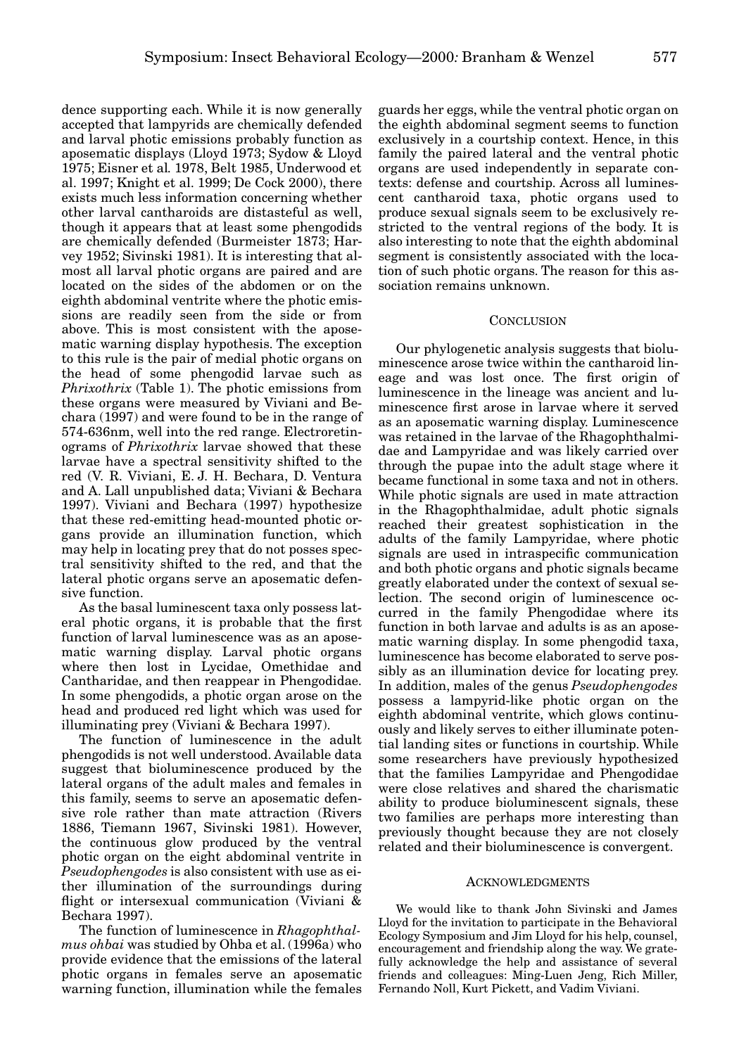dence supporting each. While it is now generally accepted that lampyrids are chemically defended and larval photic emissions probably function as aposematic displays (Lloyd 1973; Sydow & Lloyd 1975; Eisner et al. 1978, Belt 1985, Underwood et al. 1997; Knight et al. 1999; De Cock 2000), there exists much less information concerning whether other larval cantharoids are distasteful as well, though it appears that at least some phengodids are chemically defended (Burmeister 1873; Harvey 1952; Sivinski 1981). It is interesting that almost all larval photic organs are paired and are located on the sides of the abdomen or on the eighth abdominal ventrite where the photic emissions are readily seen from the side or from above. This is most consistent with the aposematic warning display hypothesis. The exception to this rule is the pair of medial photic organs on the head of some phengodid larvae such as *Phrixothrix* (Table 1). The photic emissions from these organs were measured by Viviani and Bechara (1997) and were found to be in the range of 574-636nm, well into the red range. Electroretinograms of *Phrixothrix* larvae showed that these larvae have a spectral sensitivity shifted to the red (V. R. Viviani, E. J. H. Bechara, D. Ventura and A. Lall unpublished data; Viviani & Bechara 1997). Viviani and Bechara (1997) hypothesize that these red-emitting head-mounted photic organs provide an illumination function, which may help in locating prey that do not posses spectral sensitivity shifted to the red, and that the lateral photic organs serve an aposematic defensive function.

As the basal luminescent taxa only possess lateral photic organs, it is probable that the first function of larval luminescence was as an aposematic warning display. Larval photic organs where then lost in Lycidae, Omethidae and Cantharidae, and then reappear in Phengodidae. In some phengodids, a photic organ arose on the head and produced red light which was used for illuminating prey (Viviani & Bechara 1997).

The function of luminescence in the adult phengodids is not well understood. Available data suggest that bioluminescence produced by the lateral organs of the adult males and females in this family, seems to serve an aposematic defensive role rather than mate attraction (Rivers 1886, Tiemann 1967, Sivinski 1981). However, the continuous glow produced by the ventral photic organ on the eight abdominal ventrite in *Pseudophengodes* is also consistent with use as either illumination of the surroundings during flight or intersexual communication (Viviani & Bechara 1997).

The function of luminescence in *Rhagophthalmus ohbai* was studied by Ohba et al. (1996a) who provide evidence that the emissions of the lateral photic organs in females serve an aposematic warning function, illumination while the females guards her eggs, while the ventral photic organ on the eighth abdominal segment seems to function exclusively in a courtship context. Hence, in this family the paired lateral and the ventral photic organs are used independently in separate contexts: defense and courtship. Across all luminescent cantharoid taxa, photic organs used to produce sexual signals seem to be exclusively restricted to the ventral regions of the body. It is also interesting to note that the eighth abdominal segment is consistently associated with the location of such photic organs. The reason for this association remains unknown.

## Conclusion

Our phylogenetic analysis suggests that bioluminescence arose twice within the cantharoid lineage and was lost once. The first origin of luminescence in the lineage was ancient and luminescence first arose in larvae where it served as an aposematic warning display. Luminescence was retained in the larvae of the Rhagophthalmidae and Lampyridae and was likely carried over through the pupae into the adult stage where it became functional in some taxa and not in others. While photic signals are used in mate attraction in the Rhagophthalmidae, adult photic signals reached their greatest sophistication in the adults of the family Lampyridae, where photic signals are used in intraspecific communication and both photic organs and photic signals became greatly elaborated under the context of sexual selection. The second origin of luminescence occurred in the family Phengodidae where its function in both larvae and adults is as an aposematic warning display. In some phengodid taxa, luminescence has become elaborated to serve possibly as an illumination device for locating prey. In addition, males of the genus *Pseudophengodes* possess a lampyrid-like photic organ on the eighth abdominal ventrite, which glows continuously and likely serves to either illuminate potential landing sites or functions in courtship. While some researchers have previously hypothesized that the families Lampyridae and Phengodidae were close relatives and shared the charismatic ability to produce bioluminescent signals, these two families are perhaps more interesting than previously thought because they are not closely related and their bioluminescence is convergent.

## Acknowledgments

We would like to thank John Sivinski and James Lloyd for the invitation to participate in the Behavioral Ecology Symposium and Jim Lloyd for his help, counsel, encouragement and friendship along the way. We gratefully acknowledge the help and assistance of several friends and colleagues: Ming-Luen Jeng, Rich Miller, Fernando Noll, Kurt Pickett, and Vadim Viviani.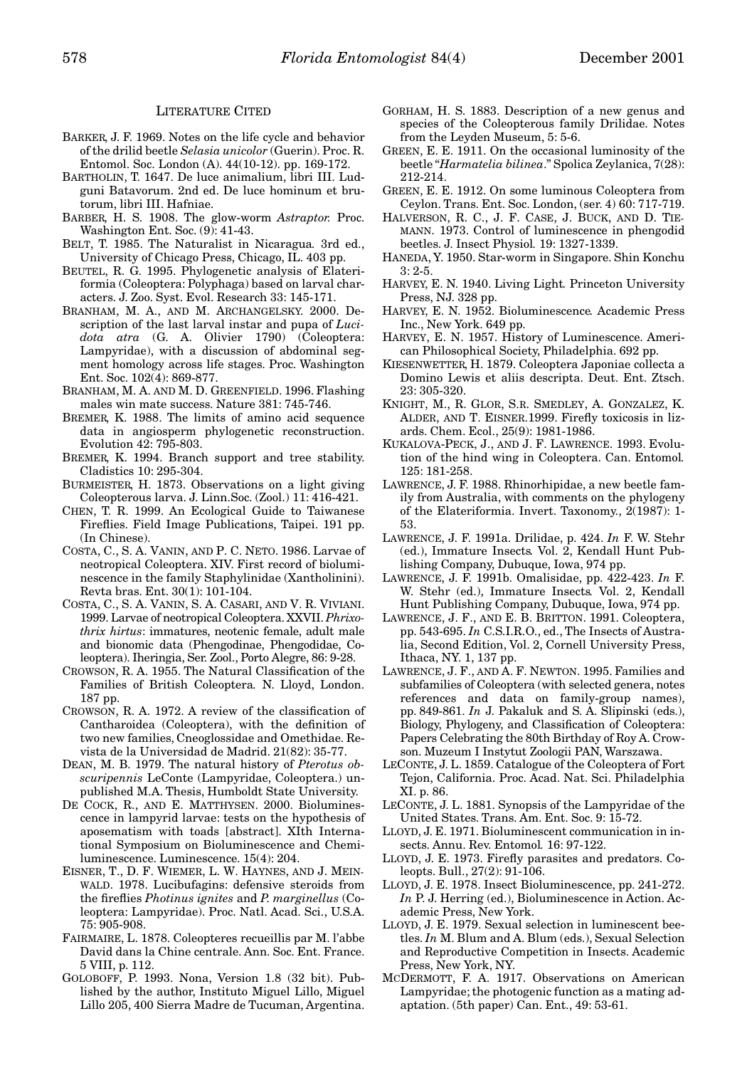## Literature Cited

Barker, J. F. 1969. Notes on the life cycle and behavior of the drilid beetle *Selasia unicolor* (Guerin). Proc. R. Entomol. Soc. London (A). 44(10-12). pp. 169-172.

Bartholin, T. 1647. De luce animalium, libri III. Ludguni Batavorum. 2nd ed. De luce hominum et brutorum, libri III. Hafniae.

Barber, H. S. 1908. The glow-worm *Astraptor.* Proc. Washington Ent. Soc. (9): 41-43.

Belt, T. 1985. The Naturalist in Nicaragua*.* 3rd ed., University of Chicago Press, Chicago, IL. 403 pp.

Beutel, R. G. 1995. Phylogenetic analysis of Elateriformia (Coleoptera: Polyphaga) based on larval characters. J. Zoo. Syst. Evol. Research 33: 145-171.

Branham, M. A., and M. Archangelsky. 2000. Description of the last larval instar and pupa of *Lucidota atra* (G. A. Olivier 1790) (Coleoptera: Lampyridae), with a discussion of abdominal segment homology across life stages. Proc. Washington Ent. Soc. 102(4): 869-877.

Branham, M. A. and M. D. Greenfield. 1996. Flashing males win mate success. Nature 381: 745-746.

Bremer, K. 1988. The limits of amino acid sequence data in angiosperm phylogenetic reconstruction. Evolution 42: 795-803.

Bremer, K. 1994. Branch support and tree stability. Cladistics 10: 295-304.

Burmeister, H. 1873. Observations on a light giving Coleopterous larva. J. Linn.Soc. (Zool.) 11: 416-421.

Chen, T. R. 1999. An Ecological Guide to Taiwanese Fireflies. Field Image Publications, Taipei. 191 pp. (In Chinese).

Costa, C., S. A. Vanin, and P. C. Neto. 1986. Larvae of neotropical Coleoptera. XIV. First record of bioluminescence in the family Staphylinidae (Xantholinini). Revta bras. Ent. 30(1): 101-104.

Costa, C., S. A. Vanin, S. A. Casari, and V. R. Viviani. 1999. Larvae of neotropical Coleoptera. XXVII. *Phrixothrix hirtus*: immatures, neotenic female, adult male and bionomic data (Phengodinae, Phengodidae, Coleoptera). Iheringia, Ser. Zool., Porto Alegre, 86: 9-28.

Crowson, R. A. 1955. The Natural Classification of the Families of British Coleoptera*.* N. Lloyd, London. 187 pp.

Crowson, R. A. 1972. A review of the classification of Cantharoidea (Coleoptera), with the definition of two new families, Cneoglossidae and Omethidae. Revista de la Universidad de Madrid. 21(82): 35-77.

Dean, M. B. 1979. The natural history of *Pterotus obscuripennis* LeConte (Lampyridae, Coleoptera.) unpublished M.A. Thesis, Humboldt State University.

De Cock, R., and E. Matthysen. 2000. Bioluminescence in lampyrid larvae: tests on the hypothesis of aposematism with toads [abstract]. XIth International Symposium on Bioluminescence and Chemiluminescence. Luminescence. 15(4): 204.

Eisner, T., D. F. Wiemer, L. W. Haynes, and J. Meinwald. 1978. Lucibufagins: defensive steroids from the fireflies *Photinus ignites* and *P. marginellus* (Coleoptera: Lampyridae). Proc. Natl. Acad. Sci., U.S.A. 75: 905-908.

Fairmaire, L. 1878. Coleopteres recueillis par M. l'abbe David dans la Chine centrale. Ann. Soc. Ent. France. 5 VIII, p. 112.

Goloboff, P. 1993. Nona, Version 1.8 (32 bit). Published by the author, Instituto Miguel Lillo, Miguel Lillo 205, 400 Sierra Madre de Tucuman, Argentina.

Gorham, H. S. 1883. Description of a new genus and species of the Coleopterous family Drilidae. Notes from the Leyden Museum, 5: 5-6.

Green, E. E. 1911. On the occasional luminosity of the beetle "*Harmatelia bilinea*." Spolica Zeylanica, 7(28): 212-214.

Green, E. E. 1912. On some luminous Coleoptera from Ceylon. Trans. Ent. Soc. London, (ser. 4) 60: 717-719.

Halverson, R. C., J. F. Case, J. Buck, and D. Tiemann. 1973. Control of luminescence in phengodid beetles. J. Insect Physiol*.* 19: 1327-1339.

Haneda, Y. 1950. Star-worm in Singapore. Shin Konchu 3: 2-5.

Harvey, E. N. 1940. Living Light*.* Princeton University Press, NJ. 328 pp.

Harvey, E. N. 1952. Bioluminescence*.* Academic Press Inc., New York. 649 pp.

Harvey, E. N. 1957. History of Luminescence. American Philosophical Society, Philadelphia. 692 pp.

Kiesenwetter, H. 1879. Coleoptera Japoniae collecta a Domino Lewis et aliis descripta. Deut. Ent. Ztsch. 23: 305-320.

Knight, M., R. Glor, S.R. Smedley, A. Gonzalez, K. Alder, and T. Eisner.1999. Firefly toxicosis in lizards. Chem. Ecol., 25(9): 1981-1986.

Kukalova-Peck, J., and J. F. Lawrence. 1993. Evolution of the hind wing in Coleoptera. Can. Entomol*.* 125: 181-258.

Lawrence, J. F. 1988. Rhinorhipidae, a new beetle family from Australia, with comments on the phylogeny of the Elateriformia. Invert. Taxonomy., 2(1987): 1-53.

Lawrence, J. F. 1991a. Drilidae, p. 424. *In* F. W. Stehr (ed.), Immature Insects*.* Vol. 2, Kendall Hunt Publishing Company, Dubuque, Iowa, 974 pp.

Lawrence, J. F. 1991b. Omalisidae, pp. 422-423. *In* F. W. Stehr (ed.), Immature Insects*.* Vol. 2, Kendall Hunt Publishing Company, Dubuque, Iowa, 974 pp.

Lawrence, J. F., and E. B. Britton. 1991. Coleoptera, pp. 543-695. *In* C.S.I.R.O., ed., The Insects of Australia, Second Edition, Vol. 2, Cornell University Press, Ithaca, NY. 1, 137 pp.

Lawrence, J. F., and A. F. Newton. 1995. Families and subfamilies of Coleoptera (with selected genera, notes references and data on family-group names), pp. 849-861. *In* J. Pakaluk and S. A. Slipinski (eds.), Biology, Phylogeny, and Classification of Coleoptera: Papers Celebrating the 80th Birthday of Roy A. Crowson. Muzeum I Instytut Zoologii PAN, Warszawa.

LeConte, J. L. 1859. Catalogue of the Coleoptera of Fort Tejon, California. Proc. Acad. Nat. Sci. Philadelphia XI. p. 86.

LeConte, J. L. 1881. Synopsis of the Lampyridae of the United States. Trans. Am. Ent. Soc. 9: 15-72.

Lloyd, J. E. 1971. Bioluminescent communication in insects. Annu. Rev. Entomol*.* 16: 97-122.

Lloyd, J. E. 1973. Firefly parasites and predators. Coleopts. Bull., 27(2): 91-106.

Lloyd, J. E. 1978. Insect Bioluminescence, pp. 241-272. *In* P. J. Herring (ed.), Bioluminescence in Action. Academic Press, New York.

Lloyd, J. E. 1979. Sexual selection in luminescent beetles. *In* M. Blum and A. Blum (eds.), Sexual Selection and Reproductive Competition in Insects. Academic Press, New York, NY.

McDermott, F. A. 1917. Observations on American Lampyridae; the photogenic function as a mating adaptation. (5th paper) Can. Ent., 49: 53-61.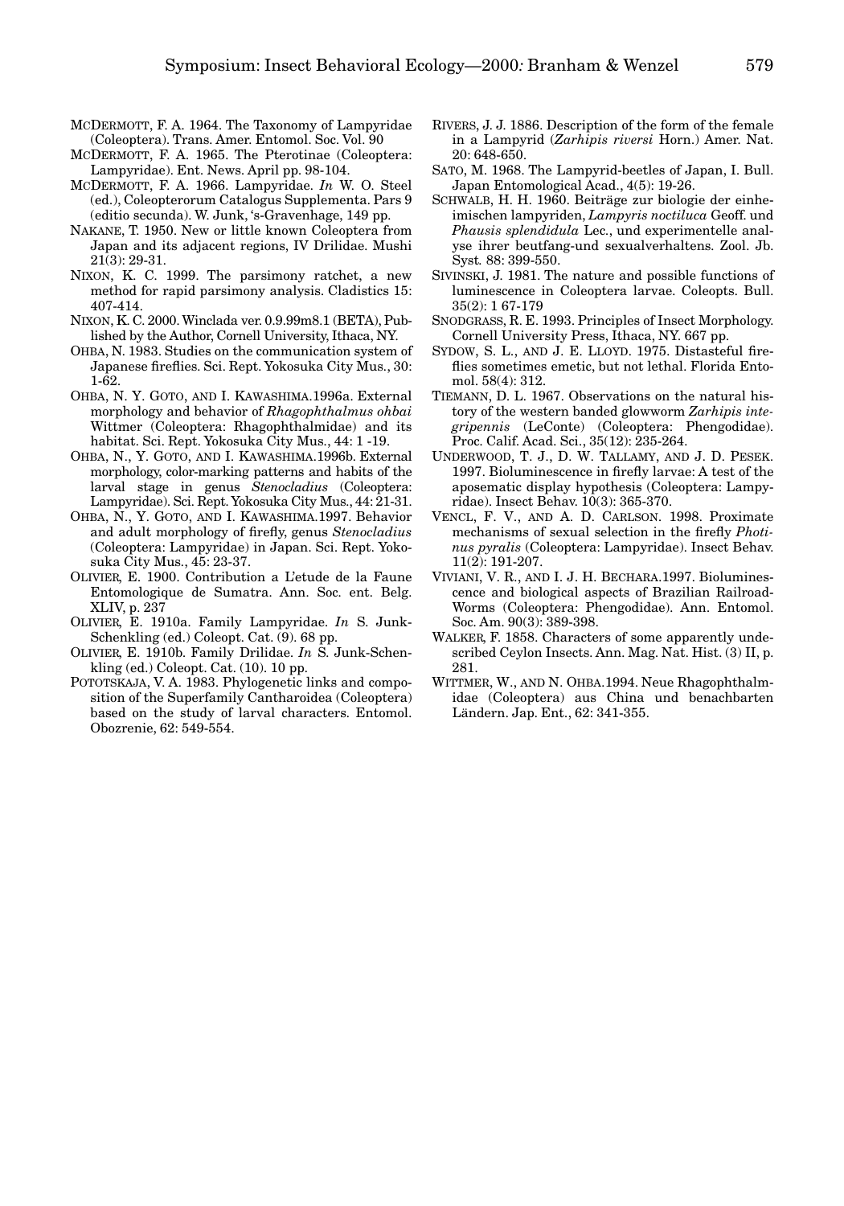MCDERMOTT, F. A. 1964. The Taxonomy of Lampyridae (Coleoptera). Trans. Amer. Entomol. Soc. Vol. 90

MCDERMOTT, F. A. 1965. The Pterotinae (Coleoptera: Lampyridae). Ent. News. April pp. 98-104.

MCDERMOTT, F. A. 1966. Lampyridae. *In* W. O. Steel (ed.), Coleopterorum Catalogus Supplementa. Pars 9 (editio secunda). W. Junk, 's-Gravenhage, 149 pp.

NAKANE, T. 1950. New or little known Coleoptera from Japan and its adjacent regions, IV Drilidae. Mushi 21(3): 29-31.

NIXON, K. C. 1999. The parsimony ratchet, a new method for rapid parsimony analysis. Cladistics 15: 407-414.

NIXON, K. C. 2000. Winclada ver. 0.9.99m8.1 (BETA), Published by the Author, Cornell University, Ithaca, NY.

OHBA, N. 1983. Studies on the communication system of Japanese fireflies. Sci. Rept. Yokosuka City Mus., 30: 1-62.

OHBA, N. Y. GOTO, AND I. KAWASHIMA.1996a. External morphology and behavior of *Rhagophthalmus ohbai* Wittmer (Coleoptera: Rhagophthalmidae) and its habitat. Sci. Rept. Yokosuka City Mus., 44: 1 -19.

OHBA, N., Y. GOTO, AND I. KAWASHIMA.1996b. External morphology, color-marking patterns and habits of the larval stage in genus *Stenocladius* (Coleoptera: Lampyridae). Sci. Rept. Yokosuka City Mus., 44: 21-31.

OHBA, N., Y. GOTO, AND I. KAWASHIMA.1997. Behavior and adult morphology of firefly, genus *Stenocladius* (Coleoptera: Lampyridae) in Japan. Sci. Rept. Yokosuka City Mus., 45: 23-37.

OLIVIER, E. 1900. Contribution a L'etude de la Faune Entomologique de Sumatra. Ann. Soc. ent. Belg. XLIV, p. 237

OLIVIER, E. 1910a. Family Lampyridae. *In* S. Junk-Schenkling (ed.) Coleopt. Cat. (9). 68 pp.

OLIVIER, E. 1910b. Family Drilidae. *In* S. Junk-Schenkling (ed.) Coleopt. Cat. (10). 10 pp.

POTOTSKAJA, V. A. 1983. Phylogenetic links and composition of the Superfamily Cantharoidea (Coleoptera) based on the study of larval characters. Entomol. Obozrenie, 62: 549-554.

RIVERS, J. J. 1886. Description of the form of the female in a Lampyrid (*Zarhipis riversi* Horn.) Amer. Nat. 20: 648-650.

SATO, M. 1968. The Lampyrid-beetles of Japan, I. Bull. Japan Entomological Acad., 4(5): 19-26.

SCHWALB, H. H. 1960. Beiträge zur biologie der einheimischen lampyriden, *Lampyris noctiluca* Geoff. und *Phausis splendidula* Lec., und experimentelle analyse ihrer beutfang-und sexualverhaltens. Zool. Jb. Syst. 88: 399-550.

SIVINSKI, J. 1981. The nature and possible functions of luminescence in Coleoptera larvae. Coleopts. Bull. 35(2): 1 67-179

SNODGRASS, R. E. 1993. Principles of Insect Morphology. Cornell University Press, Ithaca, NY. 667 pp.

SYDOW, S. L., AND J. E. LLOYD. 1975. Distasteful fireflies sometimes emetic, but not lethal. Florida Entomol. 58(4): 312.

TIEMANN, D. L. 1967. Observations on the natural history of the western banded glowworm *Zarhipis integripennis* (LeConte) (Coleoptera: Phengodidae). Proc. Calif. Acad. Sci., 35(12): 235-264.

UNDERWOOD, T. J., D. W. TALLAMY, AND J. D. PESEK. 1997. Bioluminescence in firefly larvae: A test of the aposematic display hypothesis (Coleoptera: Lampyridae). Insect Behav. 10(3): 365-370.

VENCL, F. V., AND A. D. CARLSON. 1998. Proximate mechanisms of sexual selection in the firefly *Photinus pyralis* (Coleoptera: Lampyridae). Insect Behav. 11(2): 191-207.

VIVIANI, V. R., AND I. J. H. BECHARA.1997. Bioluminescence and biological aspects of Brazilian Railroad-Worms (Coleoptera: Phengodidae). Ann. Entomol. Soc. Am. 90(3): 389-398.

WALKER, F. 1858. Characters of some apparently undescribed Ceylon Insects. Ann. Mag. Nat. Hist. (3) II, p. 281.

WITTMER, W., AND N. OHBA.1994. Neue Rhagophthalmidae (Coleoptera) aus China und benachbarten Ländern. Jap. Ent., 62: 341-355.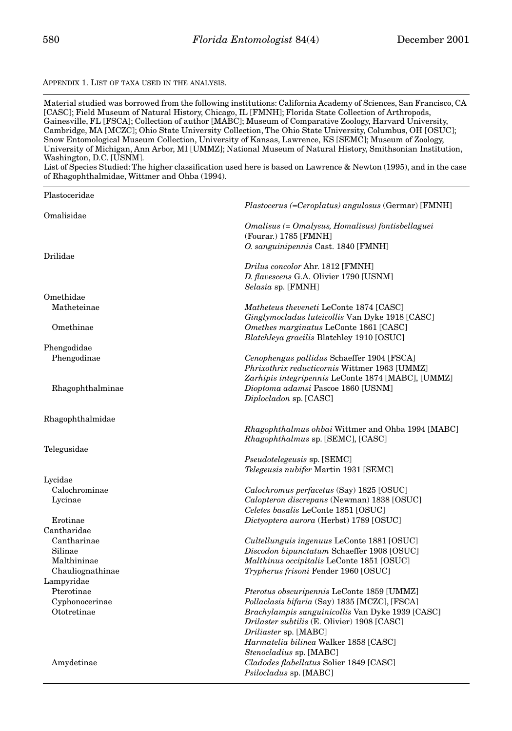APPENDIX 1. LIST OF TAXA USED IN THE ANALYSIS.

Material studied was borrowed from the following institutions: California Academy of Sciences, San Francisco, CA [CASC]; Field Museum of Natural History, Chicago, IL [FMNH]; Florida State Collection of Arthropods, Gainesville, FL [FSCA]; Collection of author [MABC]; Museum of Comparative Zoology, Harvard University, Cambridge, MA [MCZC]; Ohio State University Collection, The Ohio State University, Columbus, OH [OSUC]; Snow Entomological Museum Collection, University of Kansas, Lawrence, KS [SEMC]; Museum of Zoology, University of Michigan, Ann Arbor, MI [UMMZ]; National Museum of Natural History, Smithsonian Institution, Washington, D.C. [USNM].
List of Species Studied: The higher classification used here is based on Lawrence & Newton (1995), and in the case of Rhagophthalmidae, Wittmer and Ohba (1994).

| Taxon | Species |
|---|---|
| Plastoceridae | |
| | *Plastocerus (=Ceroplatus) angulosus* (Germar) [FMNH] |
| Omalisidae | |
| | *Omalisus (= Omalysus, Homalisus) fontisbellaguei* (Fourar.) 1785 [FMNH] |
| | *O. sanguinipennis* Cast. 1840 [FMNH] |
| Drilidae | |
| | *Drilus concolor* Ahr. 1812 [FMNH] |
| | *D. flavescens* G.A. Olivier 1790 [USNM] |
| | *Selasia* sp. [FMNH] |
| Omethidae | |
| Matheteinae | *Matheteus theveneti* LeConte 1874 [CASC] |
| | *Ginglymocladus luteicollis* Van Dyke 1918 [CASC] |
| Omethinae | *Omethes marginatus* LeConte 1861 [CASC] |
| | *Blatchleya gracilis* Blatchley 1910 [OSUC] |
| Phengodidae | |
| Phengodinae | *Cenophengus pallidus* Schaeffer 1904 [FSCA] |
| | *Phrixothrix reducticornis* Wittmer 1963 [UMMZ] |
| | *Zarhipis integripennis* LeConte 1874 [MABC], [UMMZ] |
| Rhagophthalminae | *Dioptoma adamsi* Pascoe 1860 [USNM] |
| | *Diplocladon* sp. [CASC] |
| Rhagophthalmidae | |
| | *Rhagophthalmus ohbai* Wittmer and Ohba 1994 [MABC] |
| | *Rhagophthalmus* sp. [SEMC], [CASC] |
| Telegusidae | |
| | *Pseudotelegeusis* sp. [SEMC] |
| | *Telegeusis nubifer* Martin 1931 [SEMC] |
| Lycidae | |
| Calochrominae | *Calochromus perfacetus* (Say) 1825 [OSUC] |
| Lycinae | *Calopteron discrepans* (Newman) 1838 [OSUC] |
| | *Celetes basalis* LeConte 1851 [OSUC] |
| Erotinae | *Dictyoptera aurora* (Herbst) 1789 [OSUC] |
| Cantharidae | |
| Cantharinae | *Cultellunguis ingenuus* LeConte 1881 [OSUC] |
| Silinae | *Discodon bipunctatum* Schaeffer 1908 [OSUC] |
| Malthininae | *Malthinus occipitalis* LeConte 1851 [OSUC] |
| Chauliognathinae | *Trypherus frisoni* Fender 1960 [OSUC] |
| Lampyridae | |
| Pterotinae | *Pterotus obscuripennis* LeConte 1859 [UMMZ] |
| Cyphonocerinae | *Pollaclasis bifaria* (Say) 1835 [MCZC], [FSCA] |
| Ototretinae | *Brachylampis sanguinicollis* Van Dyke 1939 [CASC] |
| | *Drilaster subtilis* (E. Olivier) 1908 [CASC] |
| | *Driliaster* sp. [MABC] |
| | *Harmatelia bilinea* Walker 1858 [CASC] |
| | *Stenocladius* sp. [MABC] |
| Amydetinae | *Cladodes flabellatus* Solier 1849 [CASC] |
| | *Psilocladus* sp. [MABC] |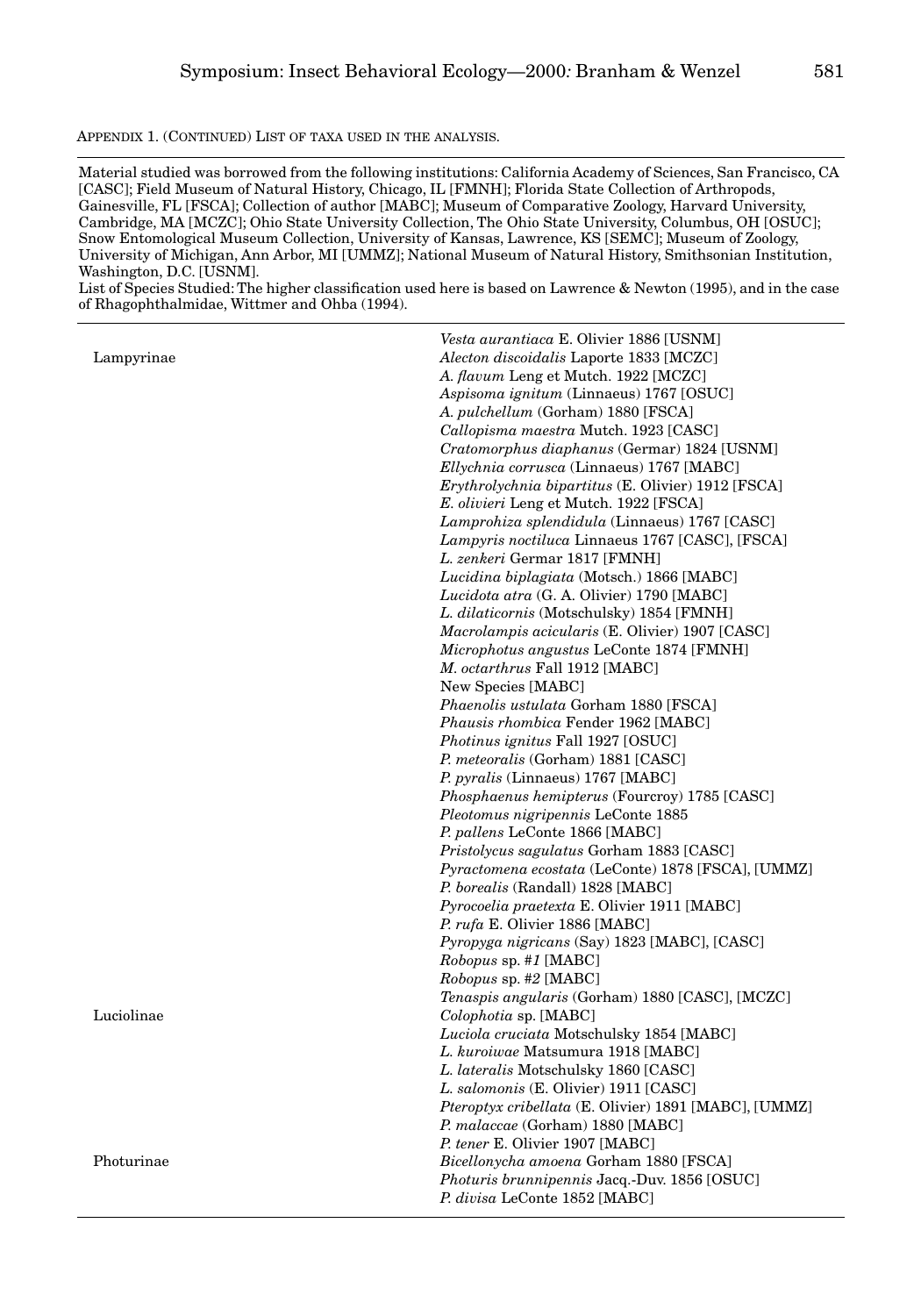APPENDIX 1. (CONTINUED) LIST OF TAXA USED IN THE ANALYSIS.

Material studied was borrowed from the following institutions: California Academy of Sciences, San Francisco, CA [CASC]; Field Museum of Natural History, Chicago, IL [FMNH]; Florida State Collection of Arthropods, Gainesville, FL [FSCA]; Collection of author [MABC]; Museum of Comparative Zoology, Harvard University, Cambridge, MA [MCZC]; Ohio State University Collection, The Ohio State University, Columbus, OH [OSUC]; Snow Entomological Museum Collection, University of Kansas, Lawrence, KS [SEMC]; Museum of Zoology, University of Michigan, Ann Arbor, MI [UMMZ]; National Museum of Natural History, Smithsonian Institution, Washington, D.C. [USNM].
List of Species Studied: The higher classification used here is based on Lawrence & Newton (1995), and in the case of Rhagophthalmidae, Wittmer and Ohba (1994).

| | |
|---|---|
| | *Vesta aurantiaca* E. Olivier 1886 [USNM] |
| Lampyrinae | *Alecton discoidalis* Laporte 1833 [MCZC] |
| | *A. flavum* Leng et Mutch. 1922 [MCZC] |
| | *Aspisoma ignitum* (Linnaeus) 1767 [OSUC] |
| | *A. pulchellum* (Gorham) 1880 [FSCA] |
| | *Callopisma maestra* Mutch. 1923 [CASC] |
| | *Cratomorphus diaphanus* (Germar) 1824 [USNM] |
| | *Ellychnia corrusca* (Linnaeus) 1767 [MABC] |
| | *Erythrolychnia bipartitus* (E. Olivier) 1912 [FSCA] |
| | *E. olivieri* Leng et Mutch. 1922 [FSCA] |
| | *Lamprohiza splendidula* (Linnaeus) 1767 [CASC] |
| | *Lampyris noctiluca* Linnaeus 1767 [CASC], [FSCA] |
| | *L. zenkeri* Germar 1817 [FMNH] |
| | *Lucidina biplagiata* (Motsch.) 1866 [MABC] |
| | *Lucidota atra* (G. A. Olivier) 1790 [MABC] |
| | *L. dilaticornis* (Motschulsky) 1854 [FMNH] |
| | *Macrolampis acicularis* (E. Olivier) 1907 [CASC] |
| | *Microphotus angustus* LeConte 1874 [FMNH] |
| | *M. octarthrus* Fall 1912 [MABC] |
| | New Species [MABC] |
| | *Phaenolis ustulata* Gorham 1880 [FSCA] |
| | *Phausis rhombica* Fender 1962 [MABC] |
| | *Photinus ignitus* Fall 1927 [OSUC] |
| | *P. meteoralis* (Gorham) 1881 [CASC] |
| | *P. pyralis* (Linnaeus) 1767 [MABC] |
| | *Phosphaenus hemipterus* (Fourcroy) 1785 [CASC] |
| | *Pleotomus nigripennis* LeConte 1885 |
| | *P. pallens* LeConte 1866 [MABC] |
| | *Pristolycus sagulatus* Gorham 1883 [CASC] |
| | *Pyractomena ecostata* (LeConte) 1878 [FSCA], [UMMZ] |
| | *P. borealis* (Randall) 1828 [MABC] |
| | *Pyrocoelia praetexta* E. Olivier 1911 [MABC] |
| | *P. rufa* E. Olivier 1886 [MABC] |
| | *Pyropyga nigricans* (Say) 1823 [MABC], [CASC] |
| | *Robopus* sp. #*1* [MABC] |
| | *Robopus* sp. #*2* [MABC] |
| | *Tenaspis angularis* (Gorham) 1880 [CASC], [MCZC] |
| Luciolinae | *Colophotia* sp. [MABC] |
| | *Luciola cruciata* Motschulsky 1854 [MABC] |
| | *L. kuroiwae* Matsumura 1918 [MABC] |
| | *L. lateralis* Motschulsky 1860 [CASC] |
| | *L. salomonis* (E. Olivier) 1911 [CASC] |
| | *Pteroptyx cribellata* (E. Olivier) 1891 [MABC], [UMMZ] |
| | *P. malaccae* (Gorham) 1880 [MABC] |
| | *P. tener* E. Olivier 1907 [MABC] |
| Photurinae | *Bicellonycha amoena* Gorham 1880 [FSCA] |
| | *Photuris brunnipennis* Jacq.-Duv. 1856 [OSUC] |
| | *P. divisa* LeConte 1852 [MABC] |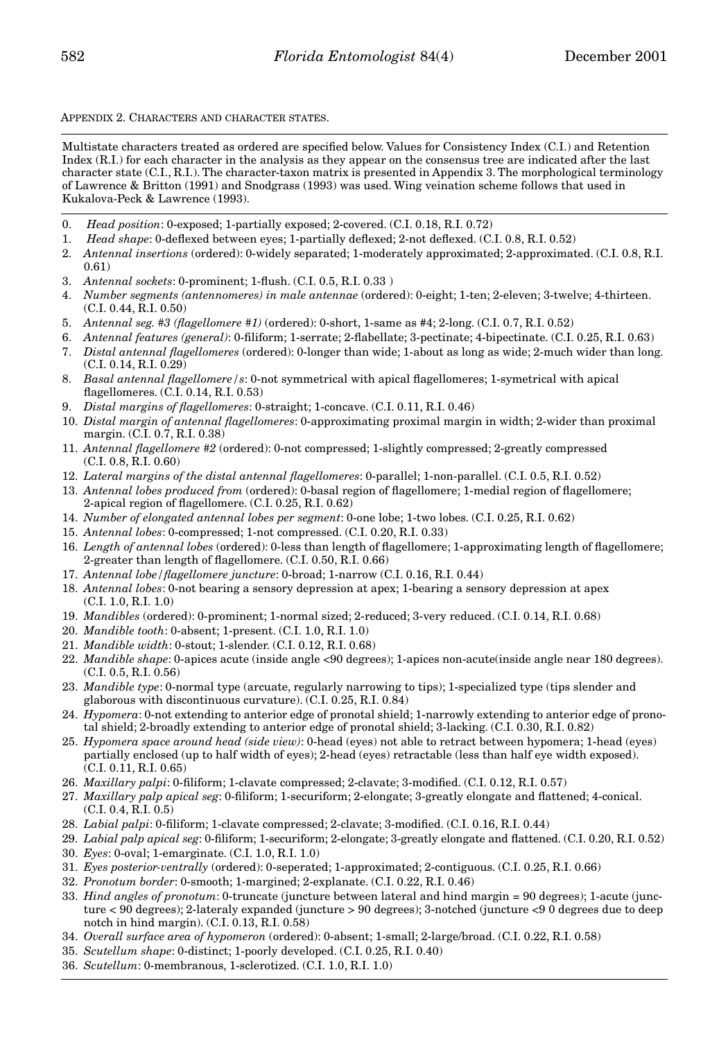APPENDIX 2. CHARACTERS AND CHARACTER STATES.

Multistate characters treated as ordered are specified below. Values for Consistency Index (C.I.) and Retention Index (R.I.) for each character in the analysis as they appear on the consensus tree are indicated after the last character state (C.I., R.I.). The character-taxon matrix is presented in Appendix 3. The morphological terminology of Lawrence & Britton (1991) and Snodgrass (1993) was used. Wing veination scheme follows that used in Kukalova-Peck & Lawrence (1993).

0. *Head position*: 0-exposed; 1-partially exposed; 2-covered. (C.I. 0.18, R.I. 0.72)
1. *Head shape*: 0-deflexed between eyes; 1-partially deflexed; 2-not deflexed. (C.I. 0.8, R.I. 0.52)
2. *Antennal insertions* (ordered): 0-widely separated; 1-moderately approximated; 2-approximated. (C.I. 0.8, R.I. 0.61)
3. *Antennal sockets*: 0-prominent; 1-flush. (C.I. 0.5, R.I. 0.33 )
4. *Number segments (antennomeres) in male antennae* (ordered): 0-eight; 1-ten; 2-eleven; 3-twelve; 4-thirteen. (C.I. 0.44, R.I. 0.50)
5. *Antennal seg. #3 (flagellomere #1)* (ordered): 0-short, 1-same as #4; 2-long. (C.I. 0.7, R.I. 0.52)
6. *Antennal features (general)*: 0-filiform; 1-serrate; 2-flabellate; 3-pectinate; 4-bipectinate. (C.I. 0.25, R.I. 0.63)
7. *Distal antennal flagellomeres* (ordered): 0-longer than wide; 1-about as long as wide; 2-much wider than long. (C.I. 0.14, R.I. 0.29)
8. *Basal antennal flagellomere/s*: 0-not symmetrical with apical flagellomeres; 1-symetrical with apical flagellomeres. (C.I. 0.14, R.I. 0.53)
9. *Distal margins of flagellomeres*: 0-straight; 1-concave. (C.I. 0.11, R.I. 0.46)
10. *Distal margin of antennal flagellomeres*: 0-approximating proximal margin in width; 2-wider than proximal margin. (C.I. 0.7, R.I. 0.38)
11. *Antennal flagellomere #2* (ordered): 0-not compressed; 1-slightly compressed; 2-greatly compressed (C.I. 0.8, R.I. 0.60)
12. *Lateral margins of the distal antennal flagellomeres*: 0-parallel; 1-non-parallel. (C.I. 0.5, R.I. 0.52)
13. *Antennal lobes produced from* (ordered): 0-basal region of flagellomere; 1-medial region of flagellomere; 2-apical region of flagellomere. (C.I. 0.25, R.I. 0.62)
14. *Number of elongated antennal lobes per segment*: 0-one lobe; 1-two lobes. (C.I. 0.25, R.I. 0.62)
15. *Antennal lobes*: 0-compressed; 1-not compressed. (C.I. 0.20, R.I. 0.33)
16. *Length of antennal lobes* (ordered): 0-less than length of flagellomere; 1-approximating length of flagellomere; 2-greater than length of flagellomere. (C.I. 0.50, R.I. 0.66)
17. *Antennal lobe/flagellomere juncture*: 0-broad; 1-narrow (C.I. 0.16, R.I. 0.44)
18. *Antennal lobes*: 0-not bearing a sensory depression at apex; 1-bearing a sensory depression at apex (C.I. 1.0, R.I. 1.0)
19. *Mandibles* (ordered): 0-prominent; 1-normal sized; 2-reduced; 3-very reduced. (C.I. 0.14, R.I. 0.68)
20. *Mandible tooth*: 0-absent; 1-present. (C.I. 1.0, R.I. 1.0)
21. *Mandible width*: 0-stout; 1-slender. (C.I. 0.12, R.I. 0.68)
22. *Mandible shape*: 0-apices acute (inside angle <90 degrees); 1-apices non-acute(inside angle near 180 degrees). (C.I. 0.5, R.I. 0.56)
23. *Mandible type*: 0-normal type (arcuate, regularly narrowing to tips); 1-specialized type (tips slender and glaborous with discontinuous curvature). (C.I. 0.25, R.I. 0.84)
24. *Hypomera*: 0-not extending to anterior edge of pronotal shield; 1-narrowly extending to anterior edge of pronotal shield; 2-broadly extending to anterior edge of pronotal shield; 3-lacking. (C.I. 0.30, R.I. 0.82)
25. *Hypomera space around head (side view)*: 0-head (eyes) not able to retract between hypomera; 1-head (eyes) partially enclosed (up to half width of eyes); 2-head (eyes) retractable (less than half eye width exposed). (C.I. 0.11, R.I. 0.65)
26. *Maxillary palpi*: 0-filiform; 1-clavate compressed; 2-clavate; 3-modified. (C.I. 0.12, R.I. 0.57)
27. *Maxillary palp apical seg*: 0-filiform; 1-securiform; 2-elongate; 3-greatly elongate and flattened; 4-conical. (C.I. 0.4, R.I. 0.5)
28. *Labial palpi*: 0-filiform; 1-clavate compressed; 2-clavate; 3-modified. (C.I. 0.16, R.I. 0.44)
29. *Labial palp apical seg*: 0-filiform; 1-securiform; 2-elongate; 3-greatly elongate and flattened. (C.I. 0.20, R.I. 0.52)
30. *Eyes*: 0-oval; 1-emarginate. (C.I. 1.0, R.I. 1.0)
31. *Eyes posterior-ventrally* (ordered): 0-seperated; 1-approximated; 2-contiguous. (C.I. 0.25, R.I. 0.66)
32. *Pronotum border*: 0-smooth; 1-margined; 2-explanate. (C.I. 0.22, R.I. 0.46)
33. *Hind angles of pronotum*: 0-truncate (juncture between lateral and hind margin = 90 degrees); 1-acute (juncture < 90 degrees); 2-lateraly expanded (juncture > 90 degrees); 3-notched (juncture <9 0 degrees due to deep notch in hind margin). (C.I. 0.13, R.I. 0.58)
34. *Overall surface area of hypomeron* (ordered): 0-absent; 1-small; 2-large/broad. (C.I. 0.22, R.I. 0.58)
35. *Scutellum shape*: 0-distinct; 1-poorly developed. (C.I. 0.25, R.I. 0.40)
36. *Scutellum*: 0-membranous, 1-sclerotized. (C.I. 1.0, R.I. 1.0)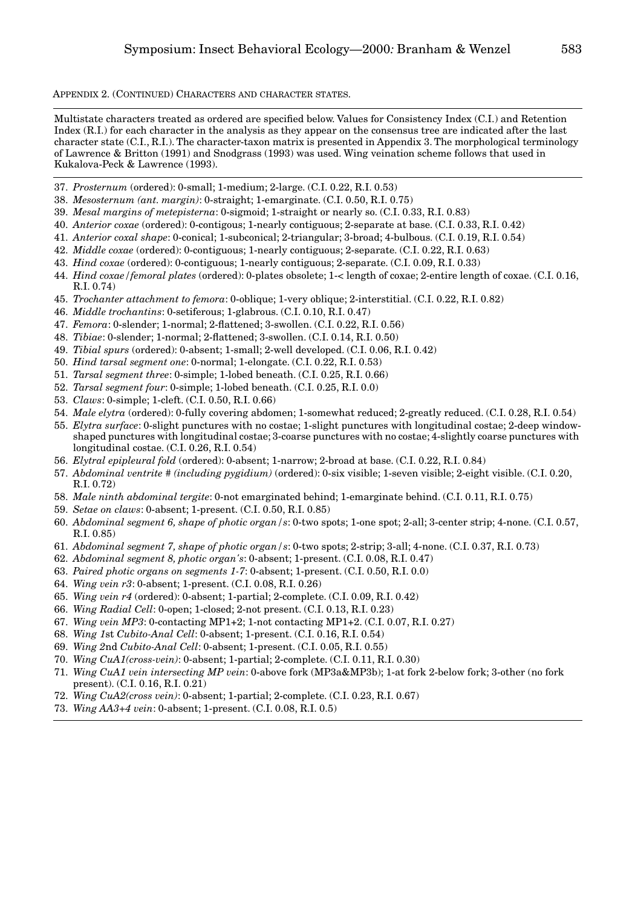APPENDIX 2. (CONTINUED) CHARACTERS AND CHARACTER STATES.

Multistate characters treated as ordered are specified below. Values for Consistency Index (C.I.) and Retention Index (R.I.) for each character in the analysis as they appear on the consensus tree are indicated after the last character state (C.I., R.I.). The character-taxon matrix is presented in Appendix 3. The morphological terminology of Lawrence & Britton (1991) and Snodgrass (1993) was used. Wing veination scheme follows that used in Kukalova-Peck & Lawrence (1993).

37. *Prosternum* (ordered): 0-small; 1-medium; 2-large. (C.I. 0.22, R.I. 0.53)
38. *Mesosternum (ant. margin)*: 0-straight; 1-emarginate. (C.I. 0.50, R.I. 0.75)
39. *Mesal margins of metepisterna*: 0-sigmoid; 1-straight or nearly so. (C.I. 0.33, R.I. 0.83)
40. *Anterior coxae* (ordered): 0-contigous; 1-nearly contiguous; 2-separate at base. (C.I. 0.33, R.I. 0.42)
41. *Anterior coxal shape*: 0-conical; 1-subconical; 2-triangular; 3-broad; 4-bulbous. (C.I. 0.19, R.I. 0.54)
42. *Middle coxae* (ordered): 0-contiguous; 1-nearly contiguous; 2-separate. (C.I. 0.22, R.I. 0.63)
43. *Hind coxae* (ordered): 0-contiguous; 1-nearly contiguous; 2-separate. (C.I. 0.09, R.I. 0.33)
44. *Hind coxae/femoral plates* (ordered): 0-plates obsolete; 1-< length of coxae; 2-entire length of coxae. (C.I. 0.16, R.I. 0.74)
45. *Trochanter attachment to femora*: 0-oblique; 1-very oblique; 2-interstitial. (C.I. 0.22, R.I. 0.82)
46. *Middle trochantins*: 0-setiferous; 1-glabrous. (C.I. 0.10, R.I. 0.47)
47. *Femora*: 0-slender; 1-normal; 2-flattened; 3-swollen. (C.I. 0.22, R.I. 0.56)
48. *Tibiae*: 0-slender; 1-normal; 2-flattened; 3-swollen. (C.I. 0.14, R.I. 0.50)
49. *Tibial spurs* (ordered): 0-absent; 1-small; 2-well developed. (C.I. 0.06, R.I. 0.42)
50. *Hind tarsal segment one*: 0-normal; 1-elongate. (C.I. 0.22, R.I. 0.53)
51. *Tarsal segment three*: 0-simple; 1-lobed beneath. (C.I. 0.25, R.I. 0.66)
52. *Tarsal segment four*: 0-simple; 1-lobed beneath. (C.I. 0.25, R.I. 0.0)
53. *Claws*: 0-simple; 1-cleft. (C.I. 0.50, R.I. 0.66)
54. *Male elytra* (ordered): 0-fully covering abdomen; 1-somewhat reduced; 2-greatly reduced. (C.I. 0.28, R.I. 0.54)
55. *Elytra surface*: 0-slight punctures with no costae; 1-slight punctures with longitudinal costae; 2-deep window-shaped punctures with longitudinal costae; 3-coarse punctures with no costae; 4-slightly coarse punctures with longitudinal costae. (C.I. 0.26, R.I. 0.54)
56. *Elytral epipleural fold* (ordered): 0-absent; 1-narrow; 2-broad at base. (C.I. 0.22, R.I. 0.84)
57. *Abdominal ventrite # (including pygidium)* (ordered): 0-six visible; 1-seven visible; 2-eight visible. (C.I. 0.20, R.I. 0.72)
58. *Male ninth abdominal tergite*: 0-not emarginated behind; 1-emarginate behind. (C.I. 0.11, R.I. 0.75)
59. *Setae on claws*: 0-absent; 1-present. (C.I. 0.50, R.I. 0.85)
60. *Abdominal segment 6, shape of photic organ/s*: 0-two spots; 1-one spot; 2-all; 3-center strip; 4-none. (C.I. 0.57, R.I. 0.85)
61. *Abdominal segment 7, shape of photic organ/s*: 0-two spots; 2-strip; 3-all; 4-none. (C.I. 0.37, R.I. 0.73)
62. *Abdominal segment 8, photic organ's*: 0-absent; 1-present. (C.I. 0.08, R.I. 0.47)
63. *Paired photic organs on segments 1-7*: 0-absent; 1-present. (C.I. 0.50, R.I. 0.0)
64. *Wing vein r3*: 0-absent; 1-present. (C.I. 0.08, R.I. 0.26)
65. *Wing vein r4* (ordered): 0-absent; 1-partial; 2-complete. (C.I. 0.09, R.I. 0.42)
66. *Wing Radial Cell*: 0-open; 1-closed; 2-not present. (C.I. 0.13, R.I. 0.23)
67. *Wing vein MP3*: 0-contacting MP1+2; 1-not contacting MP1+2. (C.I. 0.07, R.I. 0.27)
68. *Wing 1st Cubito-Anal Cell*: 0-absent; 1-present. (C.I. 0.16, R.I. 0.54)
69. *Wing 2nd Cubito-Anal Cell*: 0-absent; 1-present. (C.I. 0.05, R.I. 0.55)
70. *Wing CuA1(cross-vein)*: 0-absent; 1-partial; 2-complete. (C.I. 0.11, R.I. 0.30)
71. *Wing CuA1 vein intersecting MP vein*: 0-above fork (MP3a&MP3b); 1-at fork 2-below fork; 3-other (no fork present). (C.I. 0.16, R.I. 0.21)
72. *Wing CuA2(cross vein)*: 0-absent; 1-partial; 2-complete. (C.I. 0.23, R.I. 0.67)
73. *Wing AA3+4 vein*: 0-absent; 1-present. (C.I. 0.08, R.I. 0.5)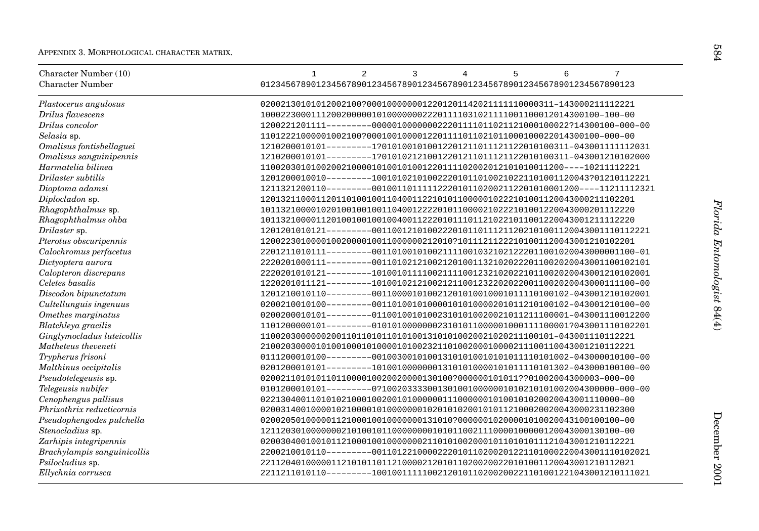APPENDIX 3. MORPHOLOGICAL CHARACTER MATRIX.

| Character Number (10) | 1 2 3 4 5 6 7 |
|---|---|
| Character Number | 01234567890123456789012345678901234567890123456789012345678901234567890123 |
| *Plastocerus angulosus* | 02002130101012002100?0001000000012201201142021111110000311-143000211112221 |
| *Drilus flavescens* | 1000223000111200200000101000000022201111031021111001100012014300100-100-00 |
| *Drilus concolor* | 1200221201111---------000001000000022201111011021121000100022?14300100-000-00 |
| *Selasia* sp. | 1101222100000100210 0?000100100001220111101102101100010002201430 0100-000-00 |
| *Omalisus fontisbellaguei* | 1210200010101---------1?010100101001220121101111211220101003 11-043001111112031 |
| *Omalisus sanguinipennis* | 1210200010101---------1?010102121001220121101111211220101003 11-043001210102000 |
| *Harmatelia bilinea* | 1100203010100200210000101001010012201111020020121010100112 00----10211112221 |
| *Drilaster subtilis* | 1201200010010---------10010102101002220101101002102211010011200 43?01210112221 |
| *Dioptoma adamsi* | 1211321200110---------00100110111112220101102002112201010001200----11211112321 |
| *Diplocladon* sp. | 1201321100011201101001001104001122101011000001022210100112004300 0211102201 |
| *Rhagophthalmus* sp. | 1011321000010201001001001104001222201011000021022210100122004300 0201112220 |
| *Rhagophthalmus ohba* | 1011321000011201001001001004001122201011101121022101100122004300 1211112220 |
| *Drilaster* sp. | 1201201010121---------00110012101002220101101121120210100112004300 1110112221 |
| *Pterotus obscuripennis* | 1200223010000100200001001100000021201 0?10111211222101001120043001210102201 |
| *Calochromus perfacetus* | 2201211010111---------00110100101002111001032102122201100102004300 0001100-01 |
| *Dictyoptera aurora* | 2220201000111---------00110102121002120100113210202220110020200430011001 02101 |
| *Calopteron discrepans* | 2220201010121---------10100101111002111001232102022101100202004300121 0102001 |
| *Celetes basalis* | 1220201011121---------10100102121002121100123220202200110020200430 00111100-00 |
| *Discodon bipunctatum* | 1201210010110---------00110000101002120101001000101111010010 2-043001210102001 |
| *Cultellunguis ingenuus* | 0200210010100---------00110100101000010101000020101121010010 2-043001210100-00 |
| *Omethes marginatus* | 0200200010101---------01100100101002310101002002101121110000 1-043001110012200 |
| *Blatchleya gracilis* | 1101200000101---------01010100000002310101100000100011110000 1?043001110102201 |
| *Ginglymocladus luteicollis* | 110020300000020011011010110101001310101002002102021110010 1-043001110112221 |
| *Matheteus theveneti* | 2100203000010100100010100001010023211010020001000021110011004300 1210112221 |
| *Trypherus frisoni* | 0111200010100---------00100300101001310101001010101111010100 2-043000010100-00 |
| *Malthinus occipitalis* | 0201200010101---------10100100000001310101000010101111010130 2-043000100100-00 |
| *Pseudotelegeusis* sp. | 02002110101011011000010020020000130100?000000101011??01002004300003-000-00 |
| *Telegeusis nubifer* | 0101200010101---------0?100203333001301001000000101021010100200430 0000-000-00 |
| *Cenophengus pallisus* | 02213040011010102100010020010100000011100000010100101020020043001110000-00 |
| *Phrixothrix reducticornis* | 020031400100001021000010100000001020101020010101121000200200430 00231102300 |
| *Pseudophengodes pulchella* | 02002050100000112100010010000000131010?00000010200001010020043100100100-00 |
| *Stenocladius* sp. | 12112030100000002101001011000000001010110021110000100000120043000130100-00 |
| *Zarhipis integripennis* | 020030400100101121000100100000002110101002000101101010111210430 01210112221 |
| *Brachylampis sanguinicollis* | 2200210010110---------00110122100002220101102002012211010002200430 01110102021 |
| *Psilocladius* sp. | 2211204010000011210101101121000021201011020020022010100112004300 1210112021 |
| *Ellychnia corrusca* | 2211211010110---------10010011111002120101102002002211010012210430 01210111021 |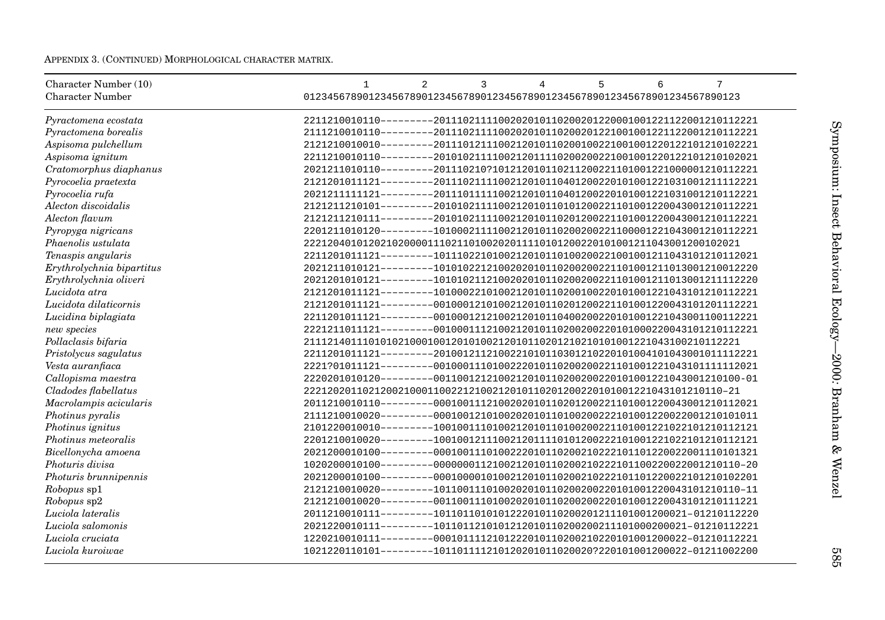APPENDIX 3. (CONTINUED) MORPHOLOGICAL CHARACTER MATRIX.

| Character Number (10) | 1 2 3 4 5 6 7 |
| --- | --- |
| Character Number | 01234567890123456789012345678901234567890123456789012345678901234567890123 |
| *Pyractomena ecostata* | 2211210010110---------20111021111002020101102002012200010012211220012101122​21 |
| *Pyractomena borealis* | 2111210010110---------201110211110020201011020020122100100122112200121011222​1 |
| *Aspisoma pulchellum* | 2121210010010---------2011101211100212010110200100221001001220122101210102221 |
| *Aspisoma ignitum* | 2211210010110---------2010102111100212011110200200221001001220122101210102021 |
| *Cratomorphus diaphanus* | 2021211010110---------201110210?1012120101102112002211010012210000012101122​21 |
| *Pyrocoelia praetexta* | 2121201011121---------2011102111100212010110401200220101001221031001211112221 |
| *Pyrocoelia rufa* | 2021211111121---------2011101111100212010110401200220101001221031001210112221 |
| *Alecton discoidalis* | 2121211210101---------2010102111100212010110101200221101001220043001210112221 |
| *Alecton flavum* | 2121211210111---------2010102111100212010110201200221101001220043001210112221 |
| *Pyropyga nigricans* | 2201211010120---------1010002111100212010110200200221100001221043001210112221 |
| *Phaenolis ustulata* | 222120401012021020000111021101002020111101012002201010012110430012001020​21 |
| *Tenaspis angularis* | 2211201011121---------1011102210100212010110100200221001001211043101210112021 |
| *Erythrolychnia bipartitus* | 2021211010121---------1010102212100202010110200200221101001211013001210012220 |
| *Erythrolychnia oliveri* | 2021201010121---------1010102112100202010110200200221101001211013001211112220 |
| *Lucidota atra* | 2121201011121---------1010002210100212010110200100220101001221043101210112221 |
| *Lucidota dilaticornis* | 2121201011121---------0010001210100212010110201200221101001220043101201112221 |
| *Lucidina biplagiata* | 2211201011121---------0010001212100212010110400200220101001221043001100112221 |
| *new species* | 2221211011121---------0010001112100212010110200200220101000220043101210112221 |
| *Pollaclasis bifaria* | 211121401110101021000100120101002120101102012102101010012210431002101122​21 |
| *Pristolycus sagulatus* | 2211201011121---------2010012112100221010110301210220101004101043001011112221 |
| *Vesta auranfiaca* | 2221?01011121---------0010001110100222010110200200221101001221043101111112021 |
| *Callopisma maestra* | 2220201010120---------0011001212100212010110200200220101001221043001210100-01 |
| *Cladodes flabellatus* | 222120201102120021000110022121002120101102012002201010012210431012101​10-21 |
| *Macrolampis acicularis* | 2011210010110---------0001001112100202010110201200221101001220043001210112021 |
| *Photinus pyralis* | 2111210010020---------0001001210100202010110100200222101001220022001210101011 |
| *Photinus ignitus* | 2101220010010---------1001001110100212010110100200221101001221022101210112121 |
| *Photinus meteoralis* | 2201210010020---------1001001211100212011110101200222101001221022101210112121 |
| *Bicellonycha amoena* | 2021200010100---------0001001110100222010110200210222101101220022001110101321 |
| *Photuris divisa* | 1020200010100---------0000000112100212010110200210222101100220022001210110-20 |
| *Photuris brunnipennis* | 2021200010100---------0001000010100212010110200210222101101220022101210102201 |
| *Robopus* sp1 | 2121210010020---------1011001110100202010110200200220101001220043101210110-11 |
| *Robopus* sp2 | 2121210010020---------0011001110100202010110200200220101001220043101210111221 |
| *Luciola lateralis* | 2011210010111---------1011011010101222010110200201211101001200021-01210112220 |
| *Luciola salomonis* | 2021220010111---------1011011210101212010110200200211101000200021-01210112221 |
| *Luciola cruciata* | 1220210010111---------0001011112101222010110200210220101001200022-01210112221 |
| *Luciola kuroiwae* | 1021220110101---------1011011112101202010110200207220101001200022-01211002200 |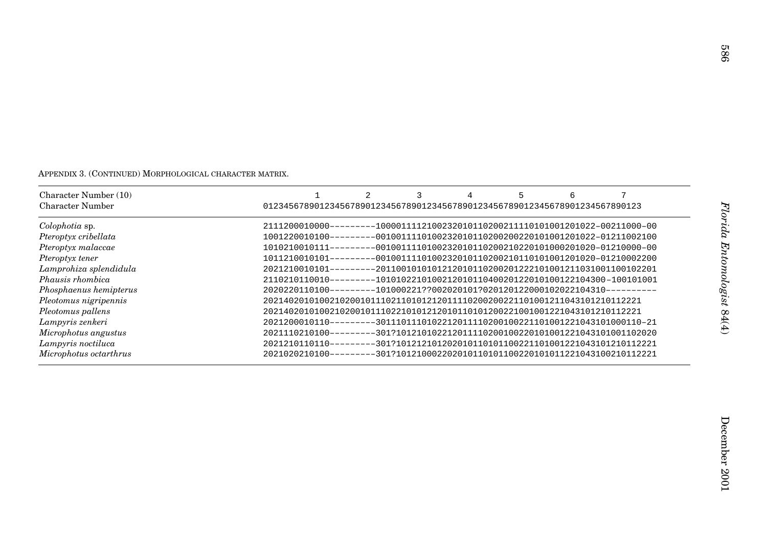Appendix 3. (Continued) Morphological character matrix.

| Character Number (10) | 1 2 3 4 5 6 7 |
|---|---|
| Character Number | 0123456789012345678901234567890123456789012345678901234567890123456789012345678901234567890123 |
| *Colophotia* sp. | 2111200010000---------1000011111210023201011020021111010100120 1022-00211000-00 |
| *Pteroptyx cribellata* | 1001220010100---------001001111010023201011020020022010100120 1022-01211002100 |
| *Pteroptyx malaccae* | 1010210010111---------001001111010023201011020021022010100020 1020-01210000-00 |
| *Pteroptyx tener* | 1011210010101---------001001111010023201011020021011010100120 1020-01210002200 |
| *Lamprohiza splendidula* | 2021210010101---------2011001010101212010110200201222101001211031001100102201 |
| *Phausis rhombica* | 2110210110010---------1010102210100212010110400201220101001221043 00-100101001 |
| *Phosphaenus hemipterus* | 2020220110100---------101000221??0020201017020120122000102022104310---------- |
| *Pleotomus nigripennis* | 2021402010100210200101110211010121201111020020022110100121104310121011 2221 |
| *Pleotomus pallens* | 2021402010100210200101110221010121201011010120022100100122104310121011 2221 |
| *Lampyris zenkeri* | 2021200010110---------3011101110102212011110200100221101001221043101000110-21 |
| *Microphotus angustus* | 2021110210100---------301?1012101022120111102001002201010012210431010011 02020 |
| *Lampyris noctiluca* | 2021210110110---------301?1012121012020101101011002211010012210431012101 12221 |
| *Microphotus octarthrus* | 2021020210100---------301?1012100022020101101011002201010112210431002101 12221 |